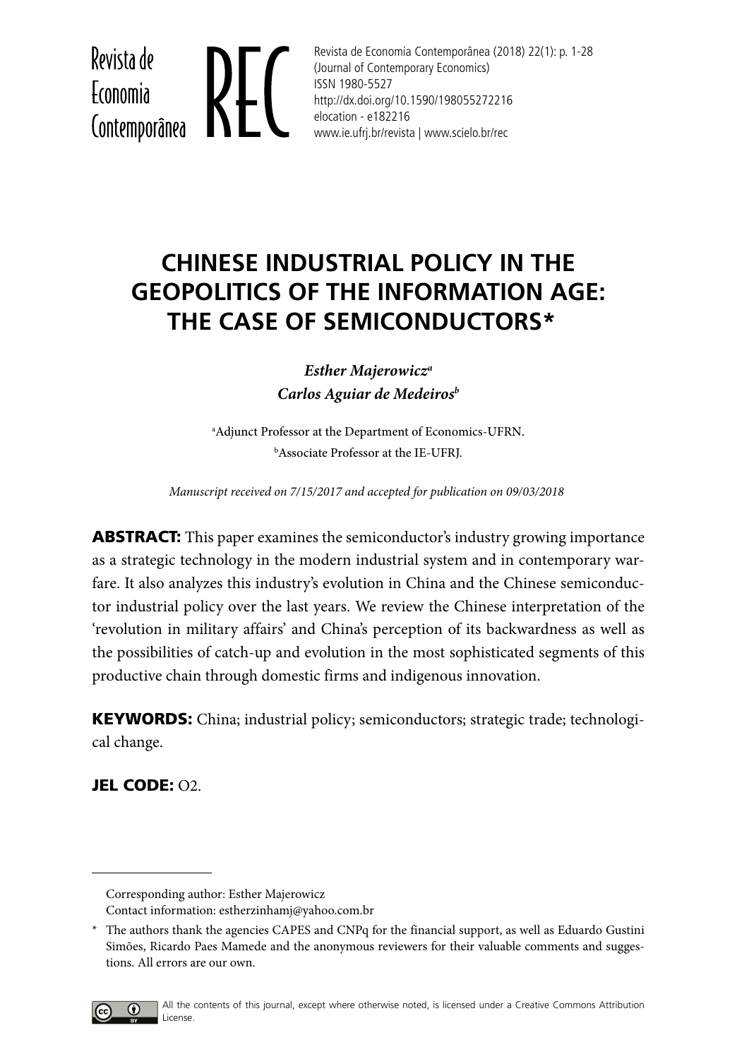# CHINESE INDUSTRIAL POLICY IN THE GEOPOLITICS OF THE INFORMATION AGE: THE CASE OF SEMICONDUCTORS*

***Esther Majerowicz***[a]
***Carlos Aguiar de Medeiros***[b]

[a]Adjunct Professor at the Department of Economics-UFRN.
[b]Associate Professor at the IE-UFRJ.

*Manuscript received on 7/15/2017 and accepted for publication on 09/03/2018*

**ABSTRACT:** This paper examines the semiconductor's industry growing importance as a strategic technology in the modern industrial system and in contemporary warfare. It also analyzes this industry's evolution in China and the Chinese semiconductor industrial policy over the last years. We review the Chinese interpretation of the 'revolution in military affairs' and China's perception of its backwardness as well as the possibilities of catch-up and evolution in the most sophisticated segments of this productive chain through domestic firms and indigenous innovation.

**KEYWORDS:** China; industrial policy; semiconductors; strategic trade; technological change.

**JEL CODE:** O2.

---

Corresponding author: Esther Majerowicz
Contact information: estherzinhamj@yahoo.com.br

* The authors thank the agencies CAPES and CNPq for the financial support, as well as Eduardo Gustini Simões, Ricardo Paes Mamede and the anonymous reviewers for their valuable comments and suggestions. All errors are our own.

All the contents of this journal, except where otherwise noted, is licensed under a Creative Commons Attribution License.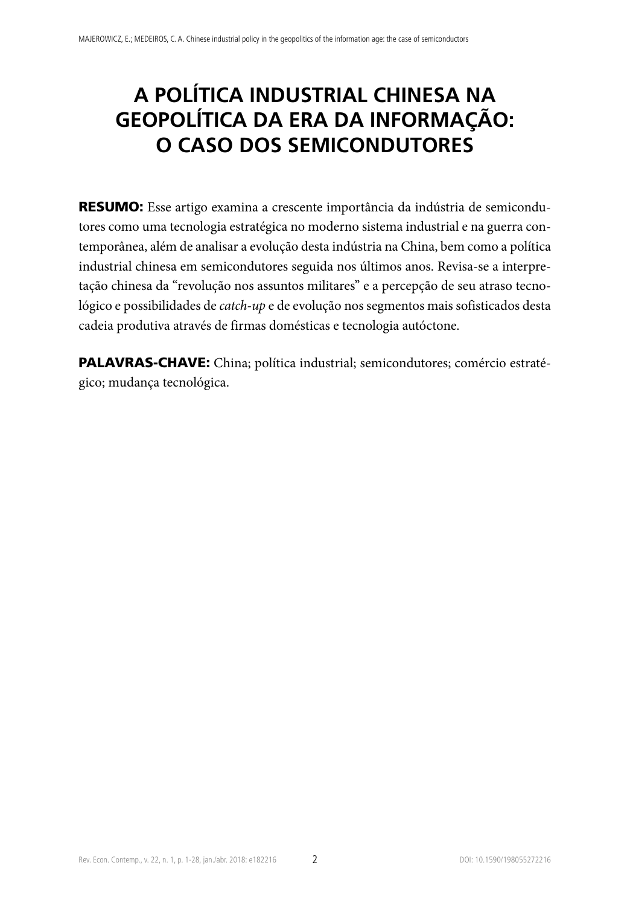# A POLÍTICA INDUSTRIAL CHINESA NA GEOPOLÍTICA DA ERA DA INFORMAÇÃO: O CASO DOS SEMICONDUTORES

**RESUMO:** Esse artigo examina a crescente importância da indústria de semicondutores como uma tecnologia estratégica no moderno sistema industrial e na guerra contemporânea, além de analisar a evolução desta indústria na China, bem como a política industrial chinesa em semicondutores seguida nos últimos anos. Revisa-se a interpretação chinesa da "revolução nos assuntos militares" e a percepção de seu atraso tecnológico e possibilidades de *catch-up* e de evolução nos segmentos mais sofisticados desta cadeia produtiva através de firmas domésticas e tecnologia autóctone.

**PALAVRAS-CHAVE:** China; política industrial; semicondutores; comércio estratégico; mudança tecnológica.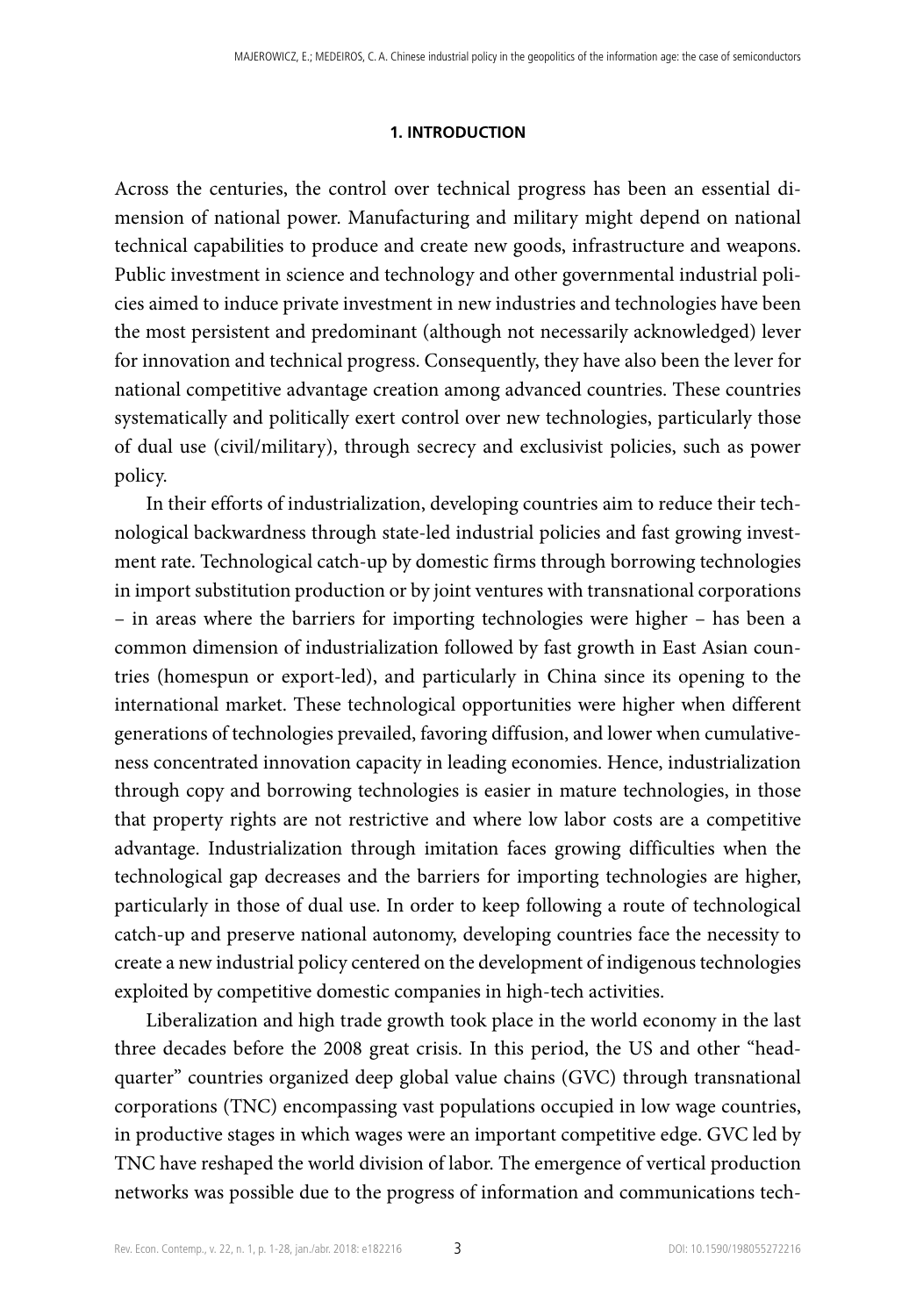## 1. INTRODUCTION

Across the centuries, the control over technical progress has been an essential dimension of national power. Manufacturing and military might depend on national technical capabilities to produce and create new goods, infrastructure and weapons. Public investment in science and technology and other governmental industrial policies aimed to induce private investment in new industries and technologies have been the most persistent and predominant (although not necessarily acknowledged) lever for innovation and technical progress. Consequently, they have also been the lever for national competitive advantage creation among advanced countries. These countries systematically and politically exert control over new technologies, particularly those of dual use (civil/military), through secrecy and exclusivist policies, such as power policy.

In their efforts of industrialization, developing countries aim to reduce their technological backwardness through state-led industrial policies and fast growing investment rate. Technological catch-up by domestic firms through borrowing technologies in import substitution production or by joint ventures with transnational corporations – in areas where the barriers for importing technologies were higher – has been a common dimension of industrialization followed by fast growth in East Asian countries (homespun or export-led), and particularly in China since its opening to the international market. These technological opportunities were higher when different generations of technologies prevailed, favoring diffusion, and lower when cumulativeness concentrated innovation capacity in leading economies. Hence, industrialization through copy and borrowing technologies is easier in mature technologies, in those that property rights are not restrictive and where low labor costs are a competitive advantage. Industrialization through imitation faces growing difficulties when the technological gap decreases and the barriers for importing technologies are higher, particularly in those of dual use. In order to keep following a route of technological catch-up and preserve national autonomy, developing countries face the necessity to create a new industrial policy centered on the development of indigenous technologies exploited by competitive domestic companies in high-tech activities.

Liberalization and high trade growth took place in the world economy in the last three decades before the 2008 great crisis. In this period, the US and other "headquarter" countries organized deep global value chains (GVC) through transnational corporations (TNC) encompassing vast populations occupied in low wage countries, in productive stages in which wages were an important competitive edge. GVC led by TNC have reshaped the world division of labor. The emergence of vertical production networks was possible due to the progress of information and communications tech-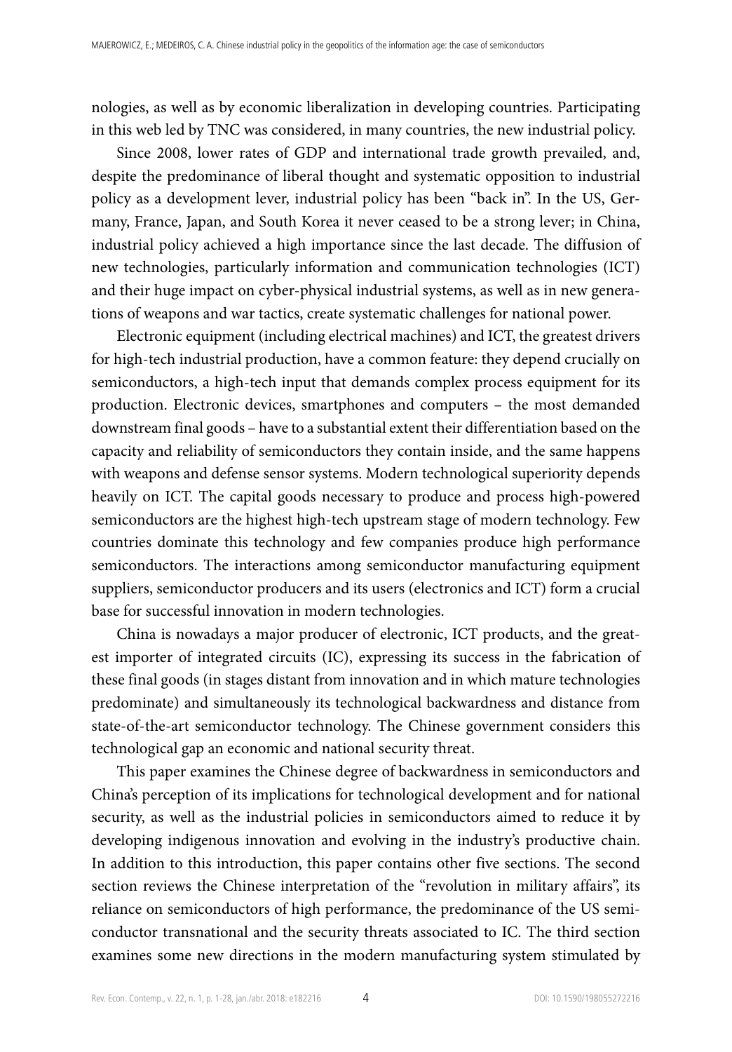nologies, as well as by economic liberalization in developing countries. Participating in this web led by TNC was considered, in many countries, the new industrial policy.

Since 2008, lower rates of GDP and international trade growth prevailed, and, despite the predominance of liberal thought and systematic opposition to industrial policy as a development lever, industrial policy has been "back in". In the US, Germany, France, Japan, and South Korea it never ceased to be a strong lever; in China, industrial policy achieved a high importance since the last decade. The diffusion of new technologies, particularly information and communication technologies (ICT) and their huge impact on cyber-physical industrial systems, as well as in new generations of weapons and war tactics, create systematic challenges for national power.

Electronic equipment (including electrical machines) and ICT, the greatest drivers for high-tech industrial production, have a common feature: they depend crucially on semiconductors, a high-tech input that demands complex process equipment for its production. Electronic devices, smartphones and computers – the most demanded downstream final goods – have to a substantial extent their differentiation based on the capacity and reliability of semiconductors they contain inside, and the same happens with weapons and defense sensor systems. Modern technological superiority depends heavily on ICT. The capital goods necessary to produce and process high-powered semiconductors are the highest high-tech upstream stage of modern technology. Few countries dominate this technology and few companies produce high performance semiconductors. The interactions among semiconductor manufacturing equipment suppliers, semiconductor producers and its users (electronics and ICT) form a crucial base for successful innovation in modern technologies.

China is nowadays a major producer of electronic, ICT products, and the greatest importer of integrated circuits (IC), expressing its success in the fabrication of these final goods (in stages distant from innovation and in which mature technologies predominate) and simultaneously its technological backwardness and distance from state-of-the-art semiconductor technology. The Chinese government considers this technological gap an economic and national security threat.

This paper examines the Chinese degree of backwardness in semiconductors and China's perception of its implications for technological development and for national security, as well as the industrial policies in semiconductors aimed to reduce it by developing indigenous innovation and evolving in the industry's productive chain. In addition to this introduction, this paper contains other five sections. The second section reviews the Chinese interpretation of the "revolution in military affairs", its reliance on semiconductors of high performance, the predominance of the US semiconductor transnational and the security threats associated to IC. The third section examines some new directions in the modern manufacturing system stimulated by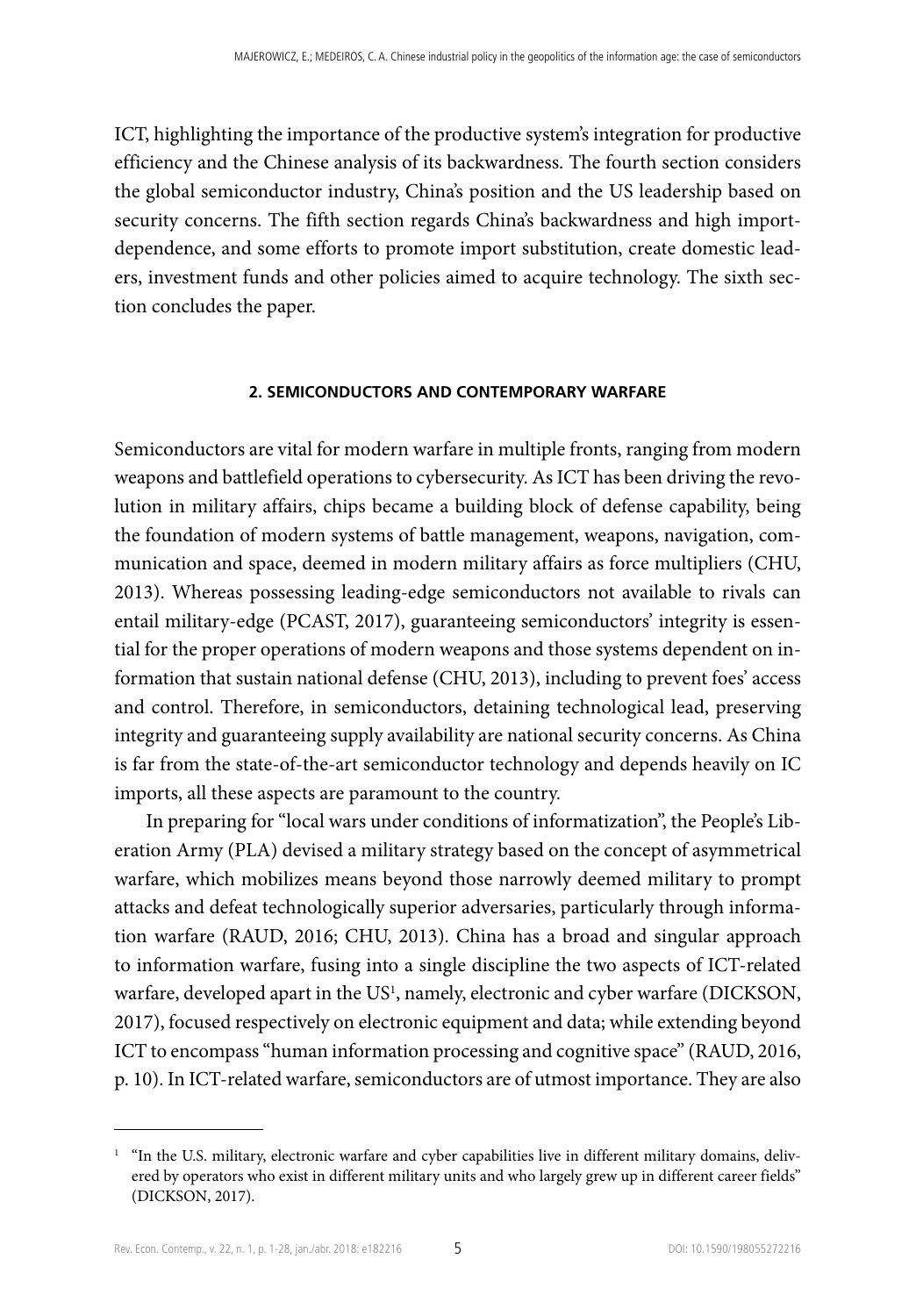ICT, highlighting the importance of the productive system's integration for productive efficiency and the Chinese analysis of its backwardness. The fourth section considers the global semiconductor industry, China's position and the US leadership based on security concerns. The fifth section regards China's backwardness and high import-dependence, and some efforts to promote import substitution, create domestic leaders, investment funds and other policies aimed to acquire technology. The sixth section concludes the paper.

## 2. SEMICONDUCTORS AND CONTEMPORARY WARFARE

Semiconductors are vital for modern warfare in multiple fronts, ranging from modern weapons and battlefield operations to cybersecurity. As ICT has been driving the revolution in military affairs, chips became a building block of defense capability, being the foundation of modern systems of battle management, weapons, navigation, communication and space, deemed in modern military affairs as force multipliers (CHU, 2013). Whereas possessing leading-edge semiconductors not available to rivals can entail military-edge (PCAST, 2017), guaranteeing semiconductors' integrity is essential for the proper operations of modern weapons and those systems dependent on information that sustain national defense (CHU, 2013), including to prevent foes' access and control. Therefore, in semiconductors, detaining technological lead, preserving integrity and guaranteeing supply availability are national security concerns. As China is far from the state-of-the-art semiconductor technology and depends heavily on IC imports, all these aspects are paramount to the country.

In preparing for "local wars under conditions of informatization", the People's Liberation Army (PLA) devised a military strategy based on the concept of asymmetrical warfare, which mobilizes means beyond those narrowly deemed military to prompt attacks and defeat technologically superior adversaries, particularly through information warfare (RAUD, 2016; CHU, 2013). China has a broad and singular approach to information warfare, fusing into a single discipline the two aspects of ICT-related warfare, developed apart in the US[1], namely, electronic and cyber warfare (DICKSON, 2017), focused respectively on electronic equipment and data; while extending beyond ICT to encompass "human information processing and cognitive space" (RAUD, 2016, p. 10). In ICT-related warfare, semiconductors are of utmost importance. They are also

[1] "In the U.S. military, electronic warfare and cyber capabilities live in different military domains, delivered by operators who exist in different military units and who largely grew up in different career fields" (DICKSON, 2017).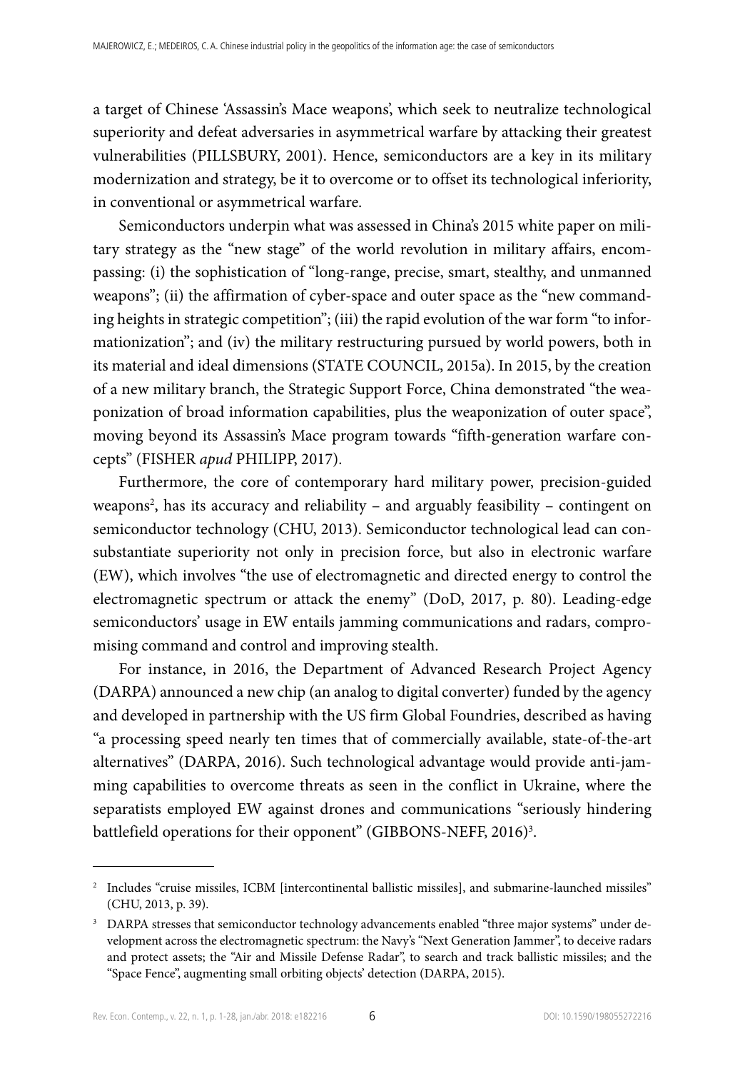a target of Chinese 'Assassin's Mace weapons', which seek to neutralize technological superiority and defeat adversaries in asymmetrical warfare by attacking their greatest vulnerabilities (PILLSBURY, 2001). Hence, semiconductors are a key in its military modernization and strategy, be it to overcome or to offset its technological inferiority, in conventional or asymmetrical warfare.

Semiconductors underpin what was assessed in China's 2015 white paper on military strategy as the "new stage" of the world revolution in military affairs, encompassing: (i) the sophistication of "long-range, precise, smart, stealthy, and unmanned weapons"; (ii) the affirmation of cyber-space and outer space as the "new commanding heights in strategic competition"; (iii) the rapid evolution of the war form "to informationization"; and (iv) the military restructuring pursued by world powers, both in its material and ideal dimensions (STATE COUNCIL, 2015a). In 2015, by the creation of a new military branch, the Strategic Support Force, China demonstrated "the weaponization of broad information capabilities, plus the weaponization of outer space", moving beyond its Assassin's Mace program towards "fifth-generation warfare concepts" (FISHER *apud* PHILIPP, 2017).

Furthermore, the core of contemporary hard military power, precision-guided weapons[2], has its accuracy and reliability – and arguably feasibility – contingent on semiconductor technology (CHU, 2013). Semiconductor technological lead can consubstantiate superiority not only in precision force, but also in electronic warfare (EW), which involves "the use of electromagnetic and directed energy to control the electromagnetic spectrum or attack the enemy" (DoD, 2017, p. 80). Leading-edge semiconductors' usage in EW entails jamming communications and radars, compromising command and control and improving stealth.

For instance, in 2016, the Department of Advanced Research Project Agency (DARPA) announced a new chip (an analog to digital converter) funded by the agency and developed in partnership with the US firm Global Foundries, described as having "a processing speed nearly ten times that of commercially available, state-of-the-art alternatives" (DARPA, 2016). Such technological advantage would provide anti-jamming capabilities to overcome threats as seen in the conflict in Ukraine, where the separatists employed EW against drones and communications "seriously hindering battlefield operations for their opponent" (GIBBONS-NEFF, 2016)[3].

---

[2] Includes "cruise missiles, ICBM [intercontinental ballistic missiles], and submarine-launched missiles" (CHU, 2013, p. 39).

[3] DARPA stresses that semiconductor technology advancements enabled "three major systems" under development across the electromagnetic spectrum: the Navy's "Next Generation Jammer", to deceive radars and protect assets; the "Air and Missile Defense Radar", to search and track ballistic missiles; and the "Space Fence", augmenting small orbiting objects' detection (DARPA, 2015).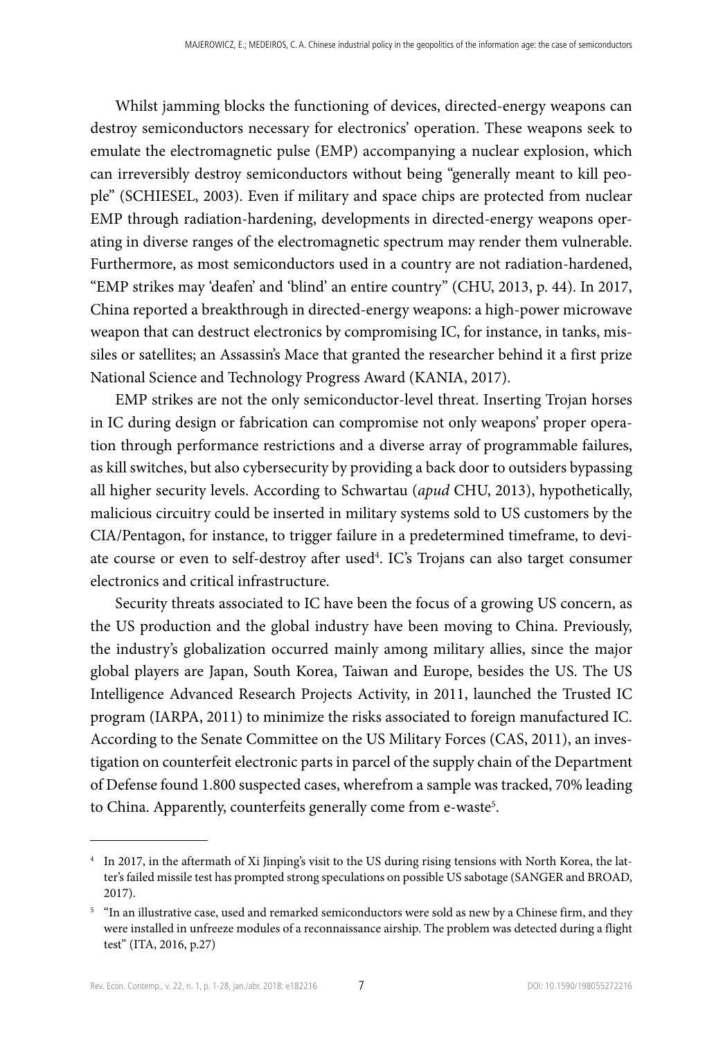Whilst jamming blocks the functioning of devices, directed-energy weapons can destroy semiconductors necessary for electronics' operation. These weapons seek to emulate the electromagnetic pulse (EMP) accompanying a nuclear explosion, which can irreversibly destroy semiconductors without being "generally meant to kill people" (SCHIESEL, 2003). Even if military and space chips are protected from nuclear EMP through radiation-hardening, developments in directed-energy weapons operating in diverse ranges of the electromagnetic spectrum may render them vulnerable. Furthermore, as most semiconductors used in a country are not radiation-hardened, "EMP strikes may 'deafen' and 'blind' an entire country" (CHU, 2013, p. 44). In 2017, China reported a breakthrough in directed-energy weapons: a high-power microwave weapon that can destruct electronics by compromising IC, for instance, in tanks, missiles or satellites; an Assassin's Mace that granted the researcher behind it a first prize National Science and Technology Progress Award (KANIA, 2017).

EMP strikes are not the only semiconductor-level threat. Inserting Trojan horses in IC during design or fabrication can compromise not only weapons' proper operation through performance restrictions and a diverse array of programmable failures, as kill switches, but also cybersecurity by providing a back door to outsiders bypassing all higher security levels. According to Schwartau (*apud* CHU, 2013), hypothetically, malicious circuitry could be inserted in military systems sold to US customers by the CIA/Pentagon, for instance, to trigger failure in a predetermined timeframe, to deviate course or even to self-destroy after used[4]. IC's Trojans can also target consumer electronics and critical infrastructure.

Security threats associated to IC have been the focus of a growing US concern, as the US production and the global industry have been moving to China. Previously, the industry's globalization occurred mainly among military allies, since the major global players are Japan, South Korea, Taiwan and Europe, besides the US. The US Intelligence Advanced Research Projects Activity, in 2011, launched the Trusted IC program (IARPA, 2011) to minimize the risks associated to foreign manufactured IC. According to the Senate Committee on the US Military Forces (CAS, 2011), an investigation on counterfeit electronic parts in parcel of the supply chain of the Department of Defense found 1.800 suspected cases, wherefrom a sample was tracked, 70% leading to China. Apparently, counterfeits generally come from e-waste[5].

---

[4] In 2017, in the aftermath of Xi Jinping's visit to the US during rising tensions with North Korea, the latter's failed missile test has prompted strong speculations on possible US sabotage (SANGER and BROAD, 2017).

[5] "In an illustrative case, used and remarked semiconductors were sold as new by a Chinese firm, and they were installed in unfreeze modules of a reconnaissance airship. The problem was detected during a flight test" (ITA, 2016, p.27)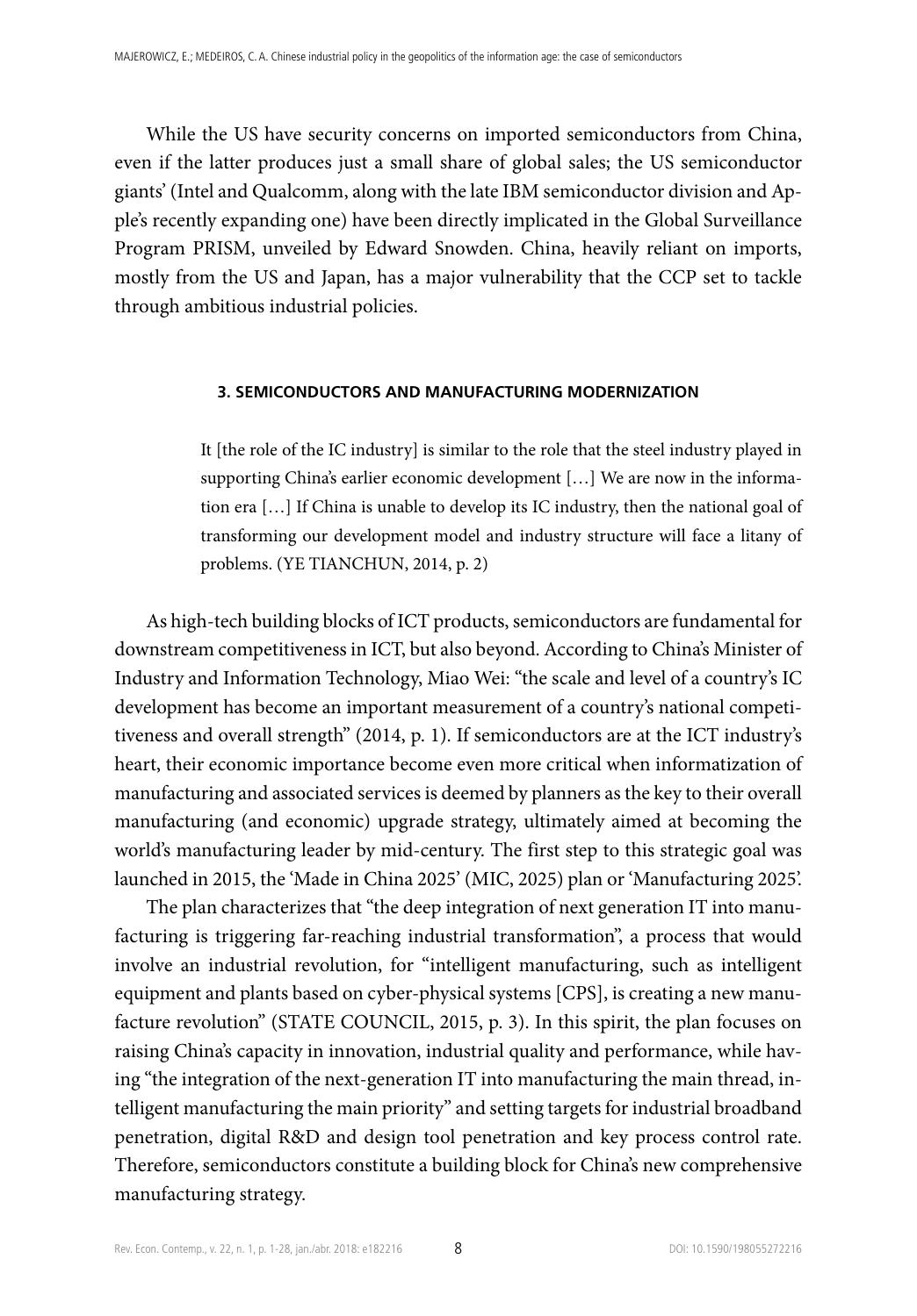While the US have security concerns on imported semiconductors from China, even if the latter produces just a small share of global sales; the US semiconductor giants' (Intel and Qualcomm, along with the late IBM semiconductor division and Apple's recently expanding one) have been directly implicated in the Global Surveillance Program PRISM, unveiled by Edward Snowden. China, heavily reliant on imports, mostly from the US and Japan, has a major vulnerability that the CCP set to tackle through ambitious industrial policies.

## 3. SEMICONDUCTORS AND MANUFACTURING MODERNIZATION

> It [the role of the IC industry] is similar to the role that the steel industry played in supporting China's earlier economic development […] We are now in the information era […] If China is unable to develop its IC industry, then the national goal of transforming our development model and industry structure will face a litany of problems. (YE TIANCHUN, 2014, p. 2)

As high-tech building blocks of ICT products, semiconductors are fundamental for downstream competitiveness in ICT, but also beyond. According to China's Minister of Industry and Information Technology, Miao Wei: "the scale and level of a country's IC development has become an important measurement of a country's national competitiveness and overall strength" (2014, p. 1). If semiconductors are at the ICT industry's heart, their economic importance become even more critical when informatization of manufacturing and associated services is deemed by planners as the key to their overall manufacturing (and economic) upgrade strategy, ultimately aimed at becoming the world's manufacturing leader by mid-century. The first step to this strategic goal was launched in 2015, the 'Made in China 2025' (MIC, 2025) plan or 'Manufacturing 2025'.

The plan characterizes that "the deep integration of next generation IT into manufacturing is triggering far-reaching industrial transformation", a process that would involve an industrial revolution, for "intelligent manufacturing, such as intelligent equipment and plants based on cyber-physical systems [CPS], is creating a new manufacture revolution" (STATE COUNCIL, 2015, p. 3). In this spirit, the plan focuses on raising China's capacity in innovation, industrial quality and performance, while having "the integration of the next-generation IT into manufacturing the main thread, intelligent manufacturing the main priority" and setting targets for industrial broadband penetration, digital R&D and design tool penetration and key process control rate. Therefore, semiconductors constitute a building block for China's new comprehensive manufacturing strategy.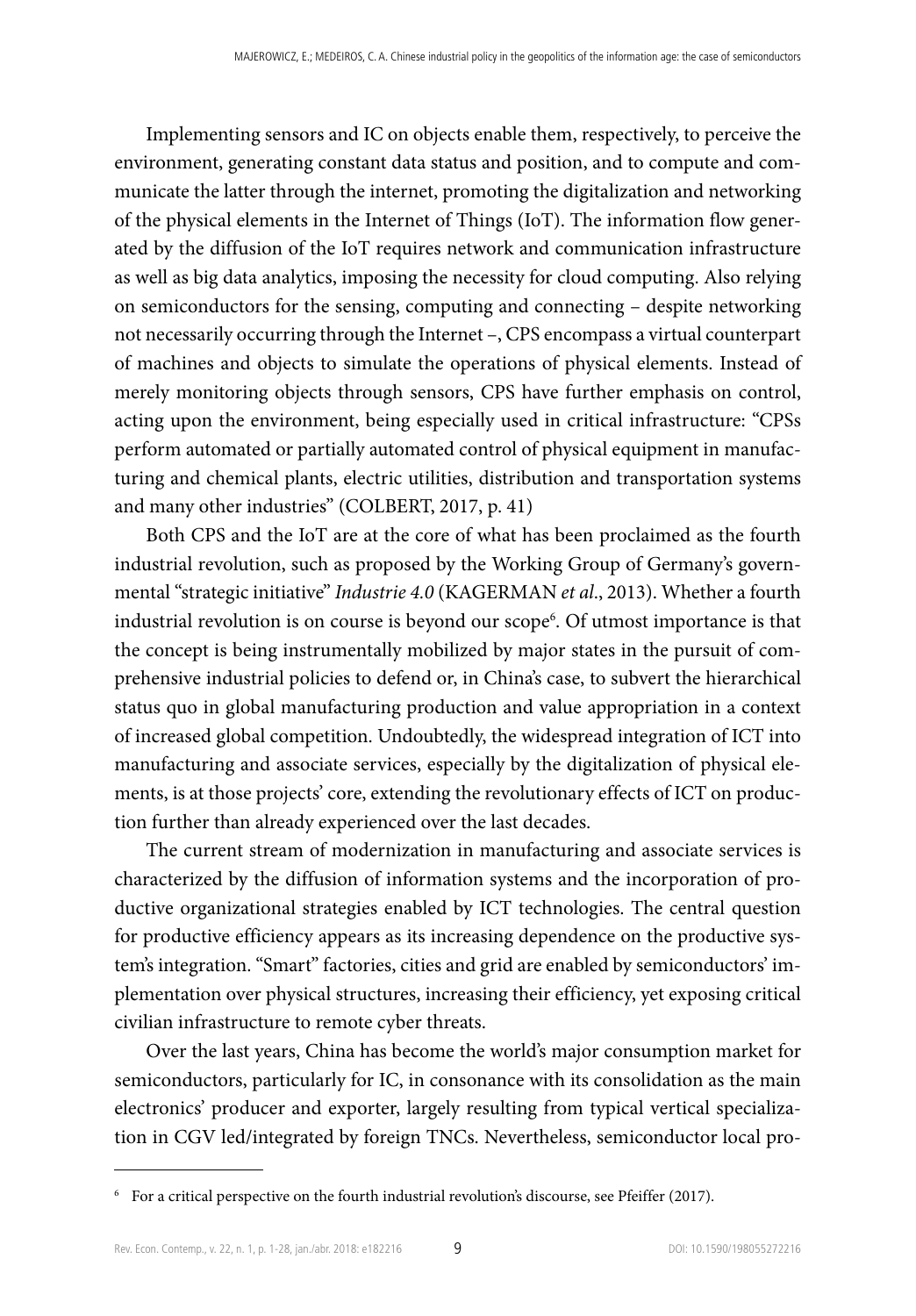Implementing sensors and IC on objects enable them, respectively, to perceive the environment, generating constant data status and position, and to compute and communicate the latter through the internet, promoting the digitalization and networking of the physical elements in the Internet of Things (IoT). The information flow generated by the diffusion of the IoT requires network and communication infrastructure as well as big data analytics, imposing the necessity for cloud computing. Also relying on semiconductors for the sensing, computing and connecting – despite networking not necessarily occurring through the Internet –, CPS encompass a virtual counterpart of machines and objects to simulate the operations of physical elements. Instead of merely monitoring objects through sensors, CPS have further emphasis on control, acting upon the environment, being especially used in critical infrastructure: "CPSs perform automated or partially automated control of physical equipment in manufacturing and chemical plants, electric utilities, distribution and transportation systems and many other industries" (COLBERT, 2017, p. 41)

Both CPS and the IoT are at the core of what has been proclaimed as the fourth industrial revolution, such as proposed by the Working Group of Germany's governmental "strategic initiative" *Industrie 4.0* (KAGERMAN *et al*., 2013). Whether a fourth industrial revolution is on course is beyond our scope[6]. Of utmost importance is that the concept is being instrumentally mobilized by major states in the pursuit of comprehensive industrial policies to defend or, in China's case, to subvert the hierarchical status quo in global manufacturing production and value appropriation in a context of increased global competition. Undoubtedly, the widespread integration of ICT into manufacturing and associate services, especially by the digitalization of physical elements, is at those projects' core, extending the revolutionary effects of ICT on production further than already experienced over the last decades.

The current stream of modernization in manufacturing and associate services is characterized by the diffusion of information systems and the incorporation of productive organizational strategies enabled by ICT technologies. The central question for productive efficiency appears as its increasing dependence on the productive system's integration. "Smart" factories, cities and grid are enabled by semiconductors' implementation over physical structures, increasing their efficiency, yet exposing critical civilian infrastructure to remote cyber threats.

Over the last years, China has become the world's major consumption market for semiconductors, particularly for IC, in consonance with its consolidation as the main electronics' producer and exporter, largely resulting from typical vertical specialization in CGV led/integrated by foreign TNCs. Nevertheless, semiconductor local pro-

---

[6] For a critical perspective on the fourth industrial revolution's discourse, see Pfeiffer (2017).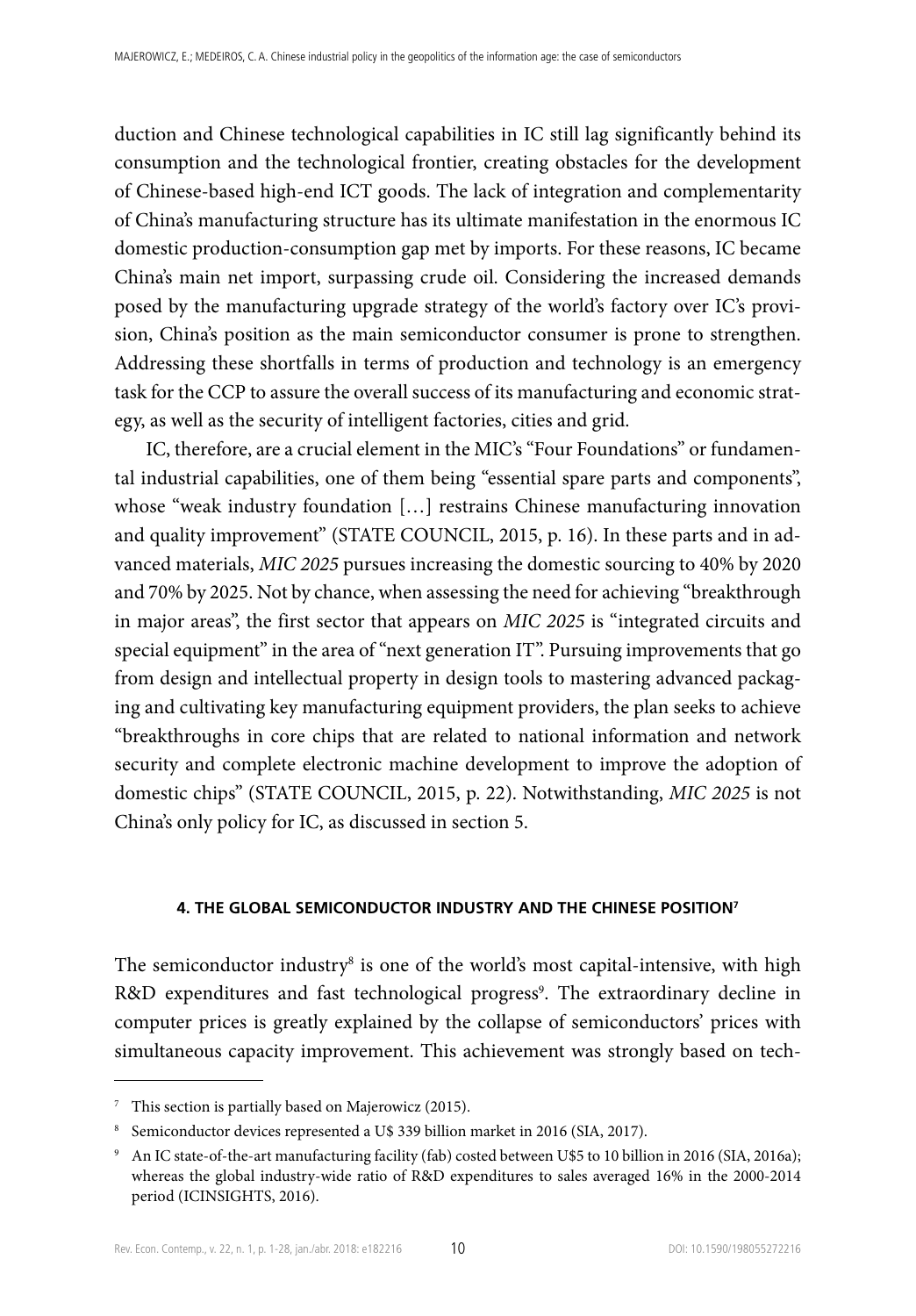duction and Chinese technological capabilities in IC still lag significantly behind its consumption and the technological frontier, creating obstacles for the development of Chinese-based high-end ICT goods. The lack of integration and complementarity of China's manufacturing structure has its ultimate manifestation in the enormous IC domestic production-consumption gap met by imports. For these reasons, IC became China's main net import, surpassing crude oil. Considering the increased demands posed by the manufacturing upgrade strategy of the world's factory over IC's provision, China's position as the main semiconductor consumer is prone to strengthen. Addressing these shortfalls in terms of production and technology is an emergency task for the CCP to assure the overall success of its manufacturing and economic strategy, as well as the security of intelligent factories, cities and grid.

IC, therefore, are a crucial element in the MIC's "Four Foundations" or fundamental industrial capabilities, one of them being "essential spare parts and components", whose "weak industry foundation […] restrains Chinese manufacturing innovation and quality improvement" (STATE COUNCIL, 2015, p. 16). In these parts and in advanced materials, *MIC 2025* pursues increasing the domestic sourcing to 40% by 2020 and 70% by 2025. Not by chance, when assessing the need for achieving "breakthrough in major areas", the first sector that appears on *MIC 2025* is "integrated circuits and special equipment" in the area of "next generation IT". Pursuing improvements that go from design and intellectual property in design tools to mastering advanced packaging and cultivating key manufacturing equipment providers, the plan seeks to achieve "breakthroughs in core chips that are related to national information and network security and complete electronic machine development to improve the adoption of domestic chips" (STATE COUNCIL, 2015, p. 22). Notwithstanding, *MIC 2025* is not China's only policy for IC, as discussed in section 5.

## 4. THE GLOBAL SEMICONDUCTOR INDUSTRY AND THE CHINESE POSITION[7]

The semiconductor industry[8] is one of the world's most capital-intensive, with high R&D expenditures and fast technological progress[9]. The extraordinary decline in computer prices is greatly explained by the collapse of semiconductors' prices with simultaneous capacity improvement. This achievement was strongly based on tech-

---

[7] This section is partially based on Majerowicz (2015).

[8] Semiconductor devices represented a U$ 339 billion market in 2016 (SIA, 2017).

[9] An IC state-of-the-art manufacturing facility (fab) costed between U$5 to 10 billion in 2016 (SIA, 2016a); whereas the global industry-wide ratio of R&D expenditures to sales averaged 16% in the 2000-2014 period (ICINSIGHTS, 2016).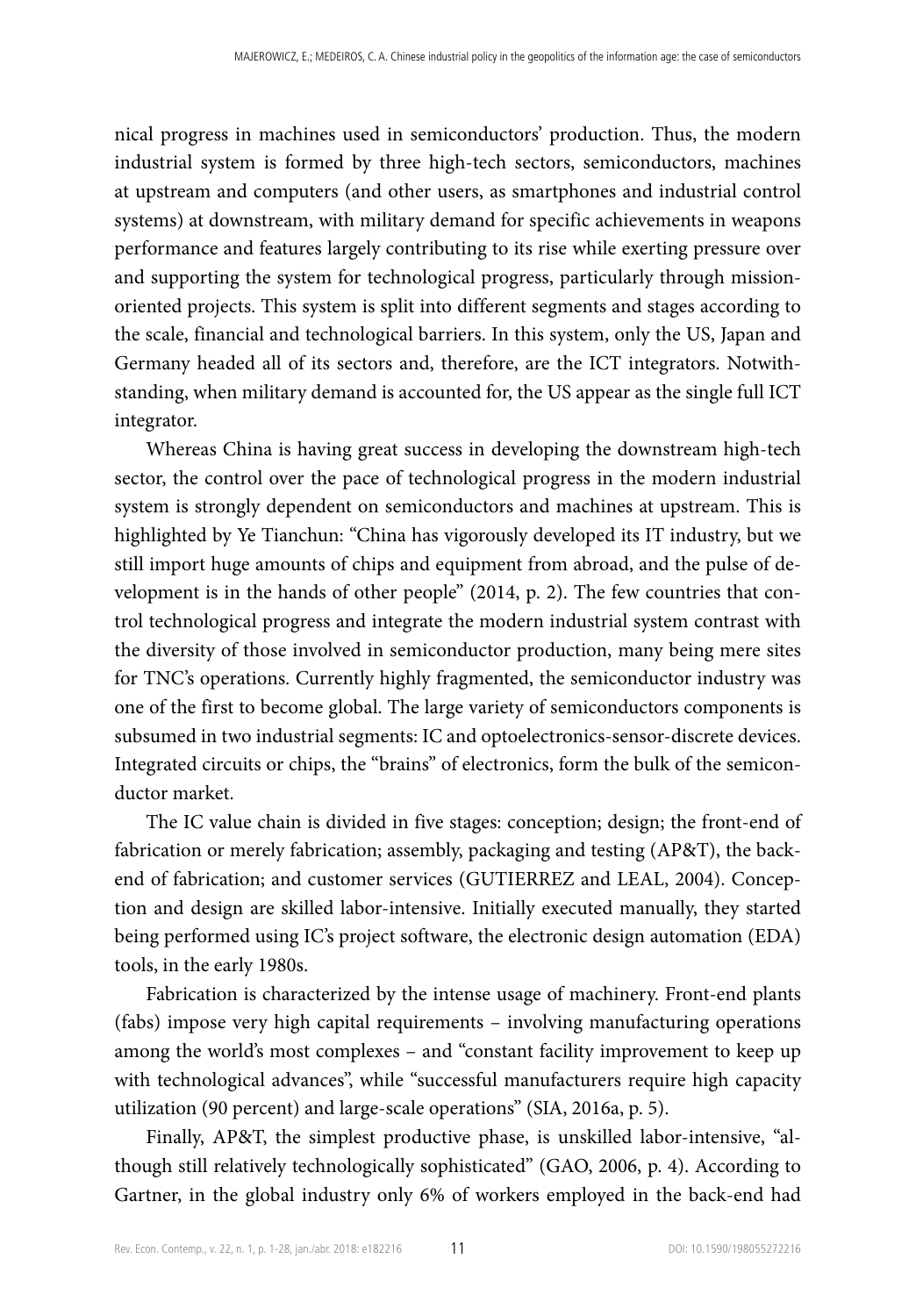nical progress in machines used in semiconductors' production. Thus, the modern industrial system is formed by three high-tech sectors, semiconductors, machines at upstream and computers (and other users, as smartphones and industrial control systems) at downstream, with military demand for specific achievements in weapons performance and features largely contributing to its rise while exerting pressure over and supporting the system for technological progress, particularly through mission-oriented projects. This system is split into different segments and stages according to the scale, financial and technological barriers. In this system, only the US, Japan and Germany headed all of its sectors and, therefore, are the ICT integrators. Notwithstanding, when military demand is accounted for, the US appear as the single full ICT integrator.

Whereas China is having great success in developing the downstream high-tech sector, the control over the pace of technological progress in the modern industrial system is strongly dependent on semiconductors and machines at upstream. This is highlighted by Ye Tianchun: "China has vigorously developed its IT industry, but we still import huge amounts of chips and equipment from abroad, and the pulse of development is in the hands of other people" (2014, p. 2). The few countries that control technological progress and integrate the modern industrial system contrast with the diversity of those involved in semiconductor production, many being mere sites for TNC's operations. Currently highly fragmented, the semiconductor industry was one of the first to become global. The large variety of semiconductors components is subsumed in two industrial segments: IC and optoelectronics-sensor-discrete devices. Integrated circuits or chips, the "brains" of electronics, form the bulk of the semiconductor market.

The IC value chain is divided in five stages: conception; design; the front-end of fabrication or merely fabrication; assembly, packaging and testing (AP&T), the back-end of fabrication; and customer services (GUTIERREZ and LEAL, 2004). Conception and design are skilled labor-intensive. Initially executed manually, they started being performed using IC's project software, the electronic design automation (EDA) tools, in the early 1980s.

Fabrication is characterized by the intense usage of machinery. Front-end plants (fabs) impose very high capital requirements – involving manufacturing operations among the world's most complexes – and "constant facility improvement to keep up with technological advances", while "successful manufacturers require high capacity utilization (90 percent) and large-scale operations" (SIA, 2016a, p. 5).

Finally, AP&T, the simplest productive phase, is unskilled labor-intensive, "although still relatively technologically sophisticated" (GAO, 2006, p. 4). According to Gartner, in the global industry only 6% of workers employed in the back-end had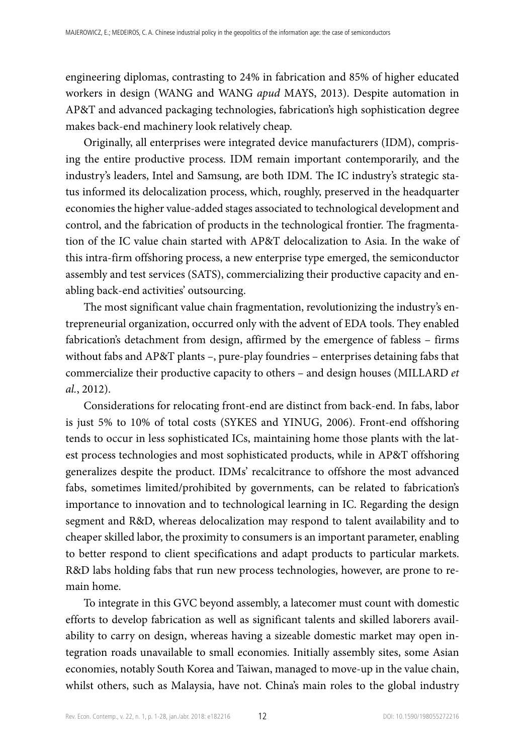engineering diplomas, contrasting to 24% in fabrication and 85% of higher educated workers in design (WANG and WANG *apud* MAYS, 2013). Despite automation in AP&T and advanced packaging technologies, fabrication's high sophistication degree makes back-end machinery look relatively cheap.

Originally, all enterprises were integrated device manufacturers (IDM), comprising the entire productive process. IDM remain important contemporarily, and the industry's leaders, Intel and Samsung, are both IDM. The IC industry's strategic status informed its delocalization process, which, roughly, preserved in the headquarter economies the higher value-added stages associated to technological development and control, and the fabrication of products in the technological frontier. The fragmentation of the IC value chain started with AP&T delocalization to Asia. In the wake of this intra-firm offshoring process, a new enterprise type emerged, the semiconductor assembly and test services (SATS), commercializing their productive capacity and enabling back-end activities' outsourcing.

The most significant value chain fragmentation, revolutionizing the industry's entrepreneurial organization, occurred only with the advent of EDA tools. They enabled fabrication's detachment from design, affirmed by the emergence of fabless – firms without fabs and AP&T plants –, pure-play foundries – enterprises detaining fabs that commercialize their productive capacity to others – and design houses (MILLARD *et al.*, 2012).

Considerations for relocating front-end are distinct from back-end. In fabs, labor is just 5% to 10% of total costs (SYKES and YINUG, 2006). Front-end offshoring tends to occur in less sophisticated ICs, maintaining home those plants with the latest process technologies and most sophisticated products, while in AP&T offshoring generalizes despite the product. IDMs' recalcitrance to offshore the most advanced fabs, sometimes limited/prohibited by governments, can be related to fabrication's importance to innovation and to technological learning in IC. Regarding the design segment and R&D, whereas delocalization may respond to talent availability and to cheaper skilled labor, the proximity to consumers is an important parameter, enabling to better respond to client specifications and adapt products to particular markets. R&D labs holding fabs that run new process technologies, however, are prone to remain home.

To integrate in this GVC beyond assembly, a latecomer must count with domestic efforts to develop fabrication as well as significant talents and skilled laborers availability to carry on design, whereas having a sizeable domestic market may open integration roads unavailable to small economies. Initially assembly sites, some Asian economies, notably South Korea and Taiwan, managed to move-up in the value chain, whilst others, such as Malaysia, have not. China's main roles to the global industry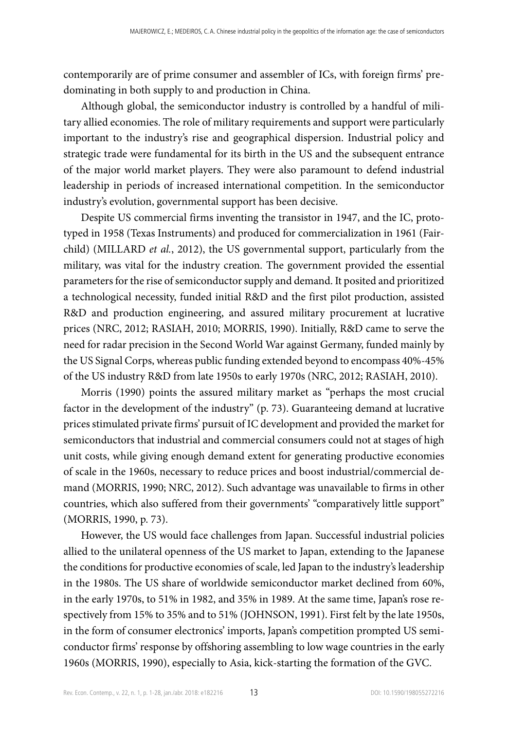contemporarily are of prime consumer and assembler of ICs, with foreign firms' predominating in both supply to and production in China.

Although global, the semiconductor industry is controlled by a handful of military allied economies. The role of military requirements and support were particularly important to the industry's rise and geographical dispersion. Industrial policy and strategic trade were fundamental for its birth in the US and the subsequent entrance of the major world market players. They were also paramount to defend industrial leadership in periods of increased international competition. In the semiconductor industry's evolution, governmental support has been decisive.

Despite US commercial firms inventing the transistor in 1947, and the IC, prototyped in 1958 (Texas Instruments) and produced for commercialization in 1961 (Fairchild) (MILLARD *et al.*, 2012), the US governmental support, particularly from the military, was vital for the industry creation. The government provided the essential parameters for the rise of semiconductor supply and demand. It posited and prioritized a technological necessity, funded initial R&D and the first pilot production, assisted R&D and production engineering, and assured military procurement at lucrative prices (NRC, 2012; RASIAH, 2010; MORRIS, 1990). Initially, R&D came to serve the need for radar precision in the Second World War against Germany, funded mainly by the US Signal Corps, whereas public funding extended beyond to encompass 40%-45% of the US industry R&D from late 1950s to early 1970s (NRC, 2012; RASIAH, 2010).

Morris (1990) points the assured military market as "perhaps the most crucial factor in the development of the industry" (p. 73). Guaranteeing demand at lucrative prices stimulated private firms' pursuit of IC development and provided the market for semiconductors that industrial and commercial consumers could not at stages of high unit costs, while giving enough demand extent for generating productive economies of scale in the 1960s, necessary to reduce prices and boost industrial/commercial demand (MORRIS, 1990; NRC, 2012). Such advantage was unavailable to firms in other countries, which also suffered from their governments' "comparatively little support" (MORRIS, 1990, p. 73).

However, the US would face challenges from Japan. Successful industrial policies allied to the unilateral openness of the US market to Japan, extending to the Japanese the conditions for productive economies of scale, led Japan to the industry's leadership in the 1980s. The US share of worldwide semiconductor market declined from 60%, in the early 1970s, to 51% in 1982, and 35% in 1989. At the same time, Japan's rose respectively from 15% to 35% and to 51% (JOHNSON, 1991). First felt by the late 1950s, in the form of consumer electronics' imports, Japan's competition prompted US semiconductor firms' response by offshoring assembling to low wage countries in the early 1960s (MORRIS, 1990), especially to Asia, kick-starting the formation of the GVC.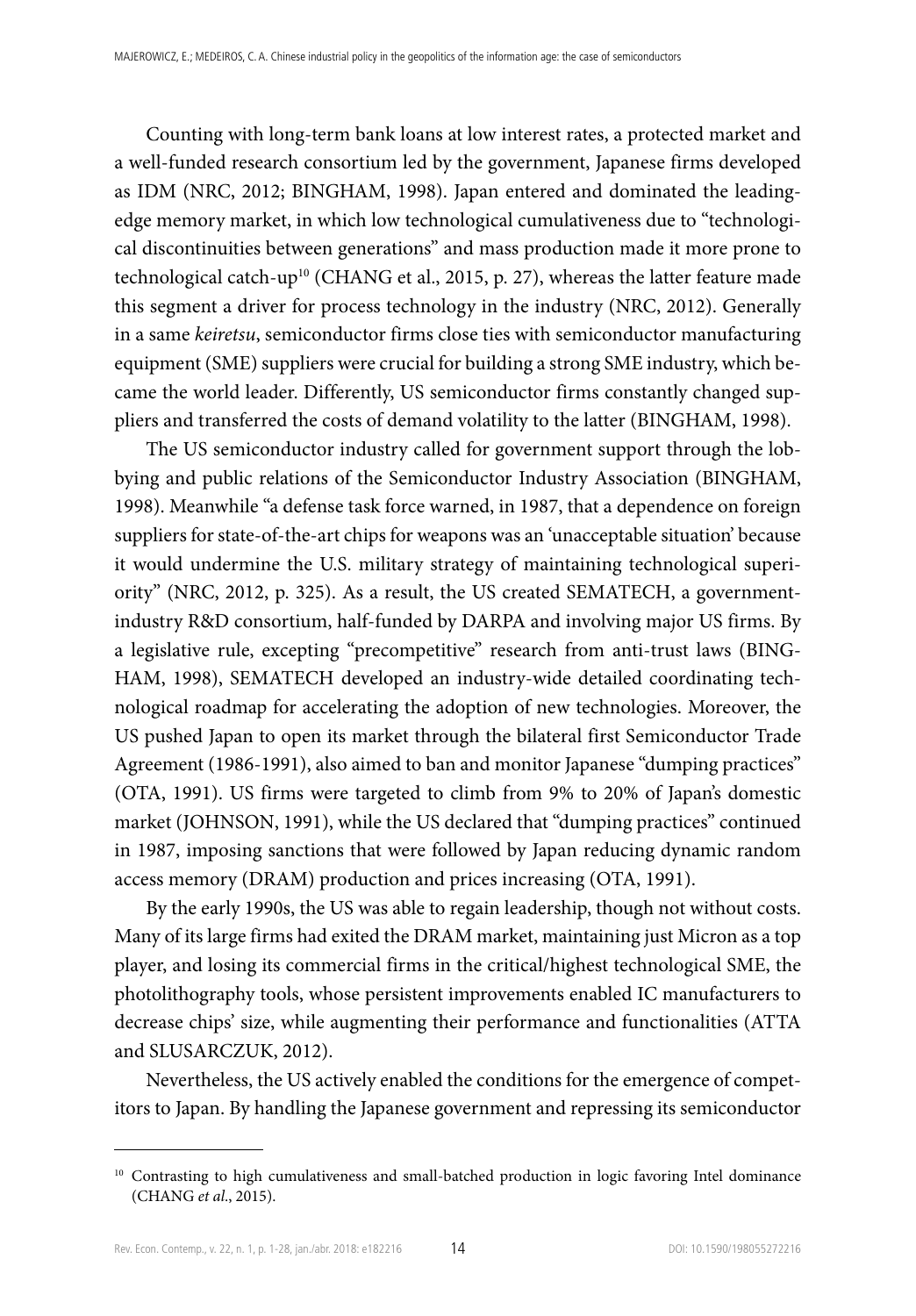Counting with long-term bank loans at low interest rates, a protected market and a well-funded research consortium led by the government, Japanese firms developed as IDM (NRC, 2012; BINGHAM, 1998). Japan entered and dominated the leading-edge memory market, in which low technological cumulativeness due to "technological discontinuities between generations" and mass production made it more prone to technological catch-up[10] (CHANG et al., 2015, p. 27), whereas the latter feature made this segment a driver for process technology in the industry (NRC, 2012). Generally in a same *keiretsu*, semiconductor firms close ties with semiconductor manufacturing equipment (SME) suppliers were crucial for building a strong SME industry, which became the world leader. Differently, US semiconductor firms constantly changed suppliers and transferred the costs of demand volatility to the latter (BINGHAM, 1998).

The US semiconductor industry called for government support through the lobbying and public relations of the Semiconductor Industry Association (BINGHAM, 1998). Meanwhile "a defense task force warned, in 1987, that a dependence on foreign suppliers for state-of-the-art chips for weapons was an 'unacceptable situation' because it would undermine the U.S. military strategy of maintaining technological superiority" (NRC, 2012, p. 325). As a result, the US created SEMATECH, a government-industry R&D consortium, half-funded by DARPA and involving major US firms. By a legislative rule, excepting "precompetitive" research from anti-trust laws (BINGHAM, 1998), SEMATECH developed an industry-wide detailed coordinating technological roadmap for accelerating the adoption of new technologies. Moreover, the US pushed Japan to open its market through the bilateral first Semiconductor Trade Agreement (1986-1991), also aimed to ban and monitor Japanese "dumping practices" (OTA, 1991). US firms were targeted to climb from 9% to 20% of Japan's domestic market (JOHNSON, 1991), while the US declared that "dumping practices" continued in 1987, imposing sanctions that were followed by Japan reducing dynamic random access memory (DRAM) production and prices increasing (OTA, 1991).

By the early 1990s, the US was able to regain leadership, though not without costs. Many of its large firms had exited the DRAM market, maintaining just Micron as a top player, and losing its commercial firms in the critical/highest technological SME, the photolithography tools, whose persistent improvements enabled IC manufacturers to decrease chips' size, while augmenting their performance and functionalities (ATTA and SLUSARCZUK, 2012).

Nevertheless, the US actively enabled the conditions for the emergence of competitors to Japan. By handling the Japanese government and repressing its semiconductor

---

[10] Contrasting to high cumulativeness and small-batched production in logic favoring Intel dominance (CHANG *et al*., 2015).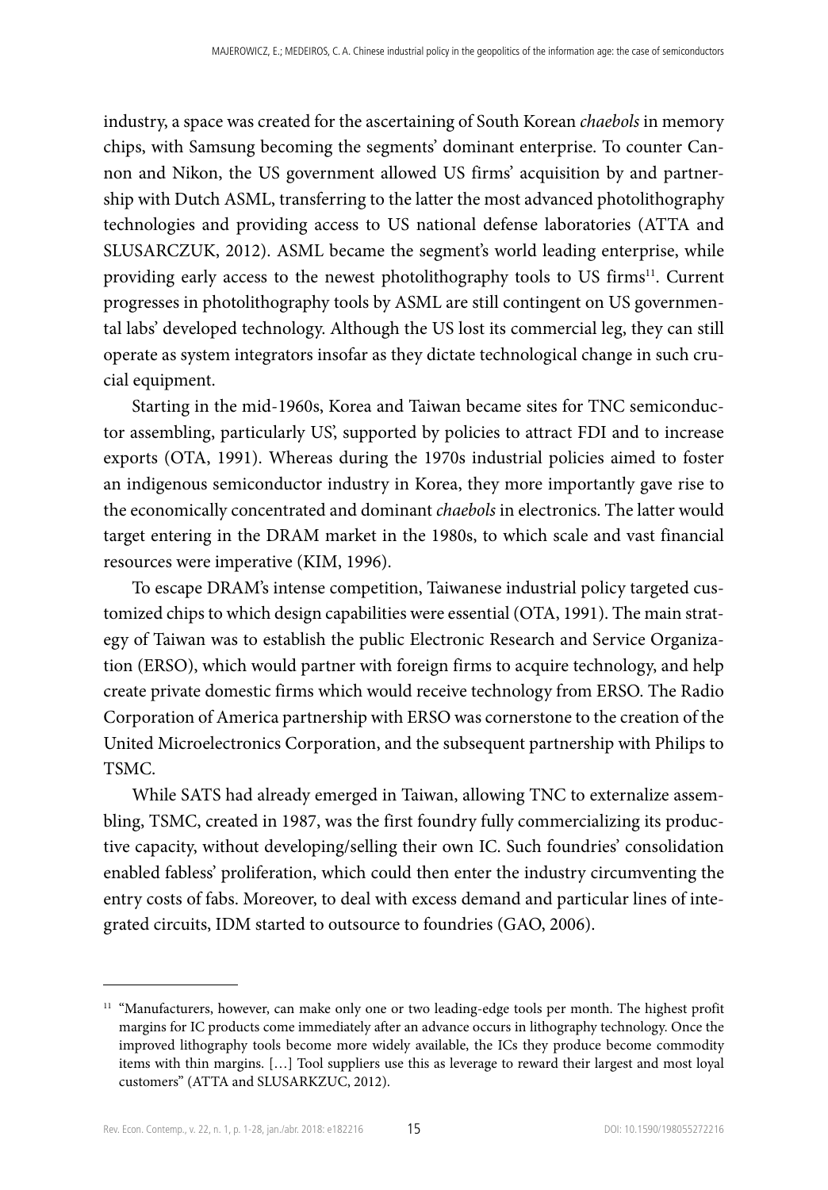industry, a space was created for the ascertaining of South Korean *chaebols* in memory chips, with Samsung becoming the segments' dominant enterprise. To counter Cannon and Nikon, the US government allowed US firms' acquisition by and partnership with Dutch ASML, transferring to the latter the most advanced photolithography technologies and providing access to US national defense laboratories (ATTA and SLUSARCZUK, 2012). ASML became the segment's world leading enterprise, while providing early access to the newest photolithography tools to US firms[11]. Current progresses in photolithography tools by ASML are still contingent on US governmental labs' developed technology. Although the US lost its commercial leg, they can still operate as system integrators insofar as they dictate technological change in such crucial equipment.

Starting in the mid-1960s, Korea and Taiwan became sites for TNC semiconductor assembling, particularly US', supported by policies to attract FDI and to increase exports (OTA, 1991). Whereas during the 1970s industrial policies aimed to foster an indigenous semiconductor industry in Korea, they more importantly gave rise to the economically concentrated and dominant *chaebols* in electronics. The latter would target entering in the DRAM market in the 1980s, to which scale and vast financial resources were imperative (KIM, 1996).

To escape DRAM's intense competition, Taiwanese industrial policy targeted customized chips to which design capabilities were essential (OTA, 1991). The main strategy of Taiwan was to establish the public Electronic Research and Service Organization (ERSO), which would partner with foreign firms to acquire technology, and help create private domestic firms which would receive technology from ERSO. The Radio Corporation of America partnership with ERSO was cornerstone to the creation of the United Microelectronics Corporation, and the subsequent partnership with Philips to TSMC.

While SATS had already emerged in Taiwan, allowing TNC to externalize assembling, TSMC, created in 1987, was the first foundry fully commercializing its productive capacity, without developing/selling their own IC. Such foundries' consolidation enabled fabless' proliferation, which could then enter the industry circumventing the entry costs of fabs. Moreover, to deal with excess demand and particular lines of integrated circuits, IDM started to outsource to foundries (GAO, 2006).

---

[11] "Manufacturers, however, can make only one or two leading-edge tools per month. The highest profit margins for IC products come immediately after an advance occurs in lithography technology. Once the improved lithography tools become more widely available, the ICs they produce become commodity items with thin margins. […] Tool suppliers use this as leverage to reward their largest and most loyal customers" (ATTA and SLUSARKZUC, 2012).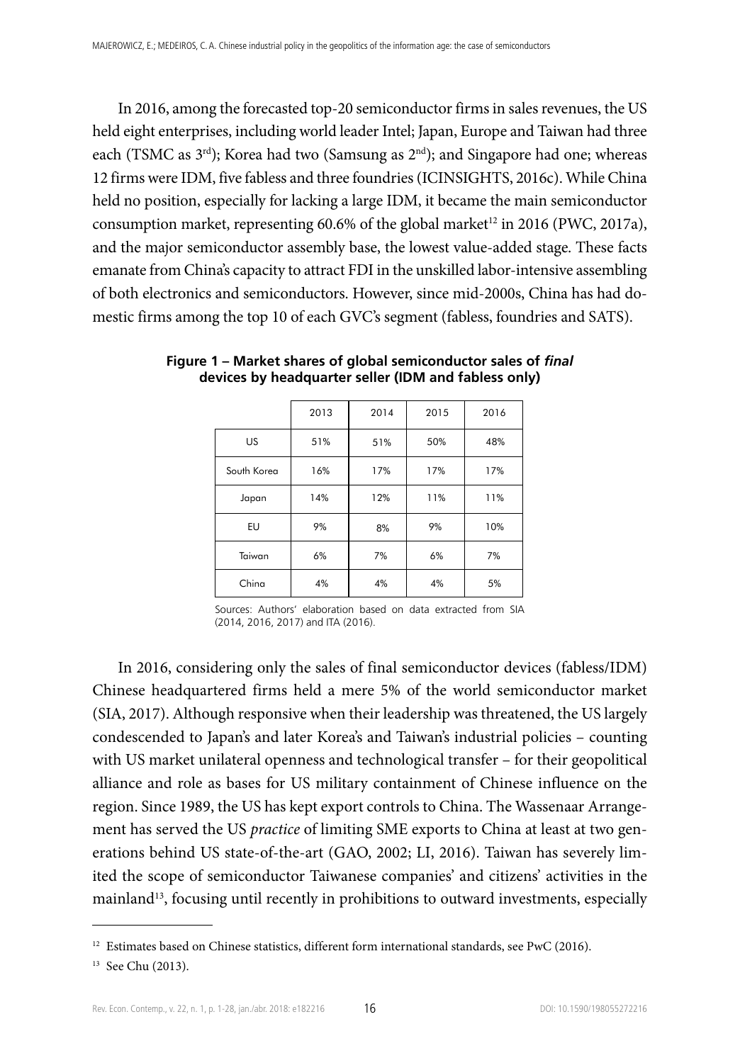In 2016, among the forecasted top-20 semiconductor firms in sales revenues, the US held eight enterprises, including world leader Intel; Japan, Europe and Taiwan had three each (TSMC as 3rd); Korea had two (Samsung as 2nd); and Singapore had one; whereas 12 firms were IDM, five fabless and three foundries (ICINSIGHTS, 2016c). While China held no position, especially for lacking a large IDM, it became the main semiconductor consumption market, representing 60.6% of the global market[12] in 2016 (PWC, 2017a), and the major semiconductor assembly base, the lowest value-added stage. These facts emanate from China's capacity to attract FDI in the unskilled labor-intensive assembling of both electronics and semiconductors. However, since mid-2000s, China has had domestic firms among the top 10 of each GVC's segment (fabless, foundries and SATS).

**Figure 1 – Market shares of global semiconductor sales of *final* devices by headquarter seller (IDM and fabless only)**

| | 2013 | 2014 | 2015 | 2016 |
|---|---|---|---|---|
| US | 51% | 51% | 50% | 48% |
| South Korea | 16% | 17% | 17% | 17% |
| Japan | 14% | 12% | 11% | 11% |
| EU | 9% | 8% | 9% | 10% |
| Taiwan | 6% | 7% | 6% | 7% |
| China | 4% | 4% | 4% | 5% |

Sources: Authors' elaboration based on data extracted from SIA (2014, 2016, 2017) and ITA (2016).

In 2016, considering only the sales of final semiconductor devices (fabless/IDM) Chinese headquartered firms held a mere 5% of the world semiconductor market (SIA, 2017). Although responsive when their leadership was threatened, the US largely condescended to Japan's and later Korea's and Taiwan's industrial policies – counting with US market unilateral openness and technological transfer – for their geopolitical alliance and role as bases for US military containment of Chinese influence on the region. Since 1989, the US has kept export controls to China. The Wassenaar Arrangement has served the US *practice* of limiting SME exports to China at least at two generations behind US state-of-the-art (GAO, 2002; LI, 2016). Taiwan has severely limited the scope of semiconductor Taiwanese companies' and citizens' activities in the mainland[13], focusing until recently in prohibitions to outward investments, especially

---

[12] Estimates based on Chinese statistics, different form international standards, see PwC (2016).

[13] See Chu (2013).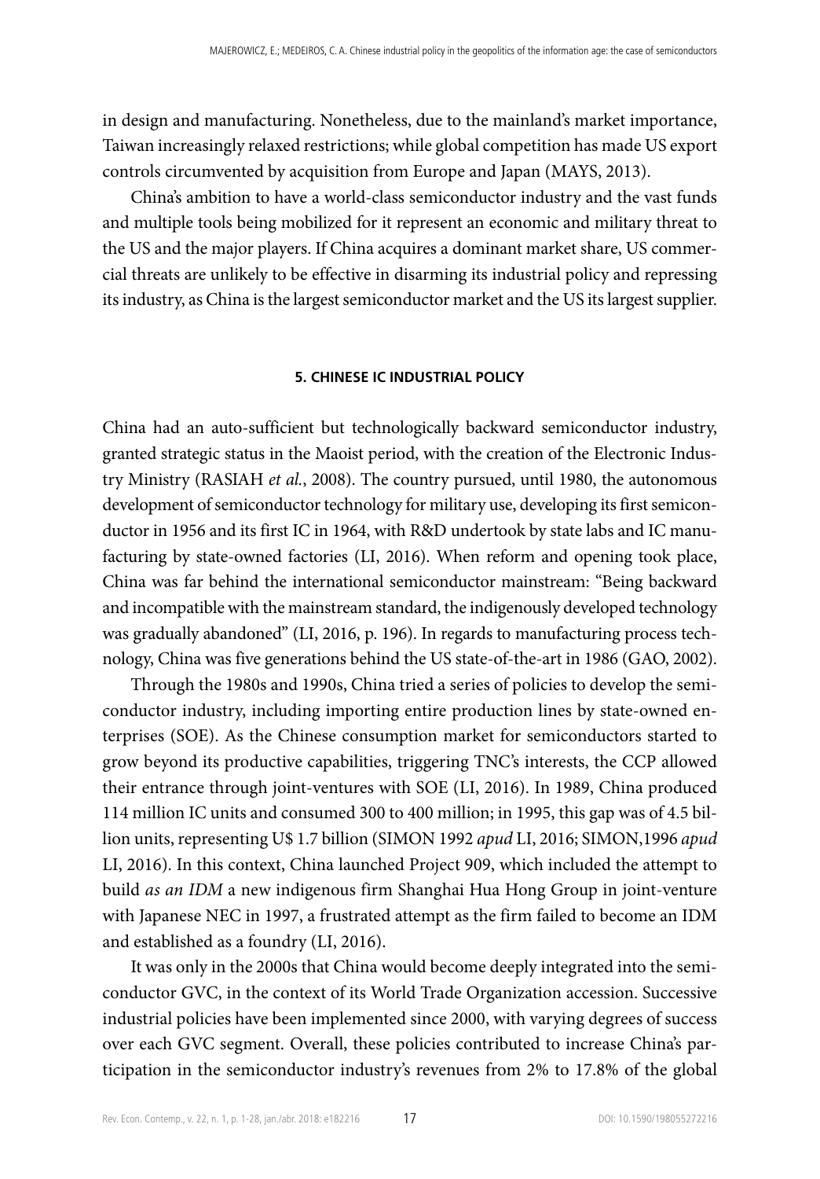in design and manufacturing. Nonetheless, due to the mainland's market importance, Taiwan increasingly relaxed restrictions; while global competition has made US export controls circumvented by acquisition from Europe and Japan (MAYS, 2013).

China's ambition to have a world-class semiconductor industry and the vast funds and multiple tools being mobilized for it represent an economic and military threat to the US and the major players. If China acquires a dominant market share, US commercial threats are unlikely to be effective in disarming its industrial policy and repressing its industry, as China is the largest semiconductor market and the US its largest supplier.

## 5. CHINESE IC INDUSTRIAL POLICY

China had an auto-sufficient but technologically backward semiconductor industry, granted strategic status in the Maoist period, with the creation of the Electronic Industry Ministry (RASIAH *et al.*, 2008). The country pursued, until 1980, the autonomous development of semiconductor technology for military use, developing its first semiconductor in 1956 and its first IC in 1964, with R&D undertook by state labs and IC manufacturing by state-owned factories (LI, 2016). When reform and opening took place, China was far behind the international semiconductor mainstream: "Being backward and incompatible with the mainstream standard, the indigenously developed technology was gradually abandoned" (LI, 2016, p. 196). In regards to manufacturing process technology, China was five generations behind the US state-of-the-art in 1986 (GAO, 2002).

Through the 1980s and 1990s, China tried a series of policies to develop the semiconductor industry, including importing entire production lines by state-owned enterprises (SOE). As the Chinese consumption market for semiconductors started to grow beyond its productive capabilities, triggering TNC's interests, the CCP allowed their entrance through joint-ventures with SOE (LI, 2016). In 1989, China produced 114 million IC units and consumed 300 to 400 million; in 1995, this gap was of 4.5 billion units, representing U$ 1.7 billion (SIMON 1992 *apud* LI, 2016; SIMON,1996 *apud* LI, 2016). In this context, China launched Project 909, which included the attempt to build *as an IDM* a new indigenous firm Shanghai Hua Hong Group in joint-venture with Japanese NEC in 1997, a frustrated attempt as the firm failed to become an IDM and established as a foundry (LI, 2016).

It was only in the 2000s that China would become deeply integrated into the semiconductor GVC, in the context of its World Trade Organization accession. Successive industrial policies have been implemented since 2000, with varying degrees of success over each GVC segment. Overall, these policies contributed to increase China's participation in the semiconductor industry's revenues from 2% to 17.8% of the global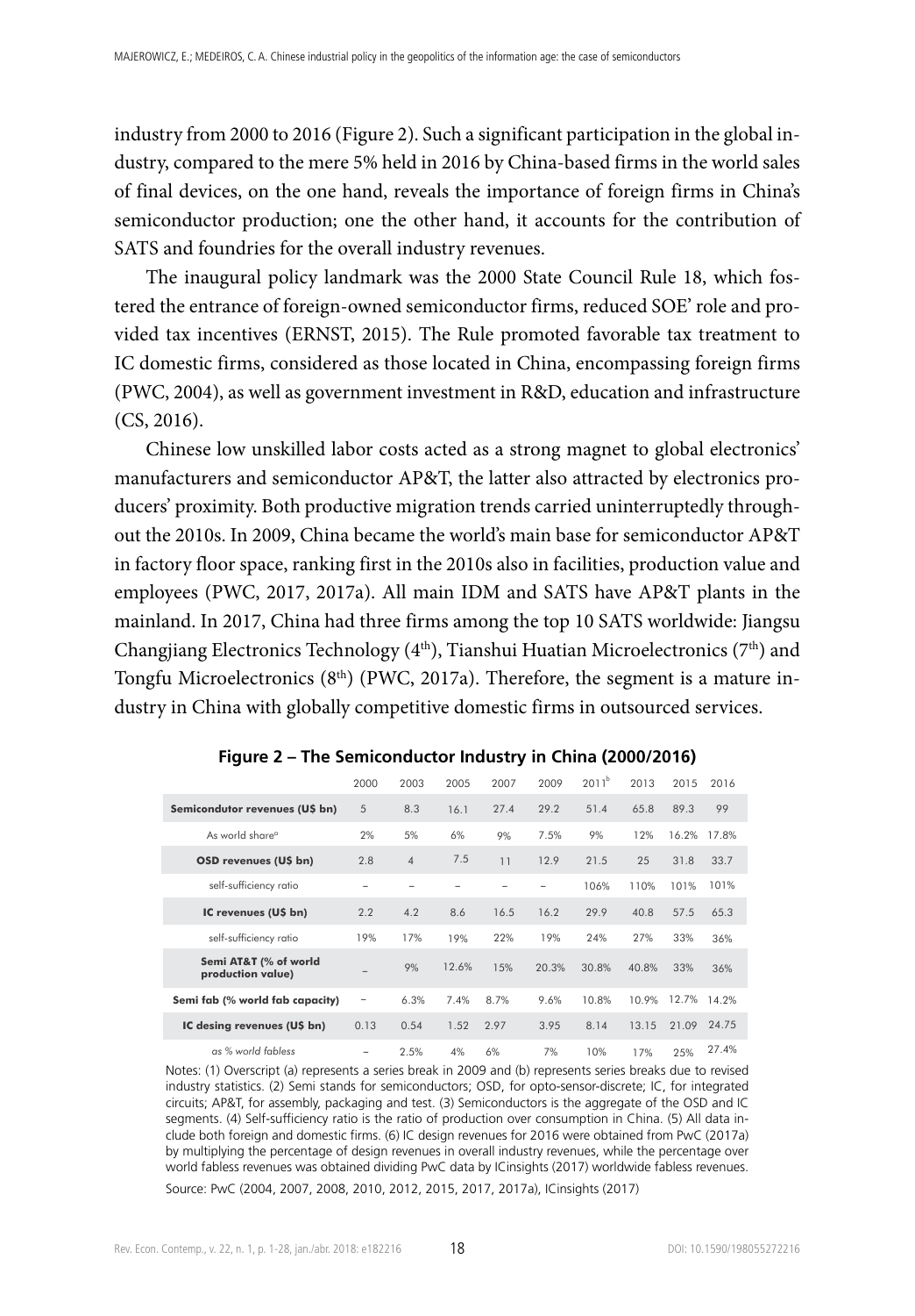industry from 2000 to 2016 (Figure 2). Such a significant participation in the global industry, compared to the mere 5% held in 2016 by China-based firms in the world sales of final devices, on the one hand, reveals the importance of foreign firms in China's semiconductor production; one the other hand, it accounts for the contribution of SATS and foundries for the overall industry revenues.

The inaugural policy landmark was the 2000 State Council Rule 18, which fostered the entrance of foreign-owned semiconductor firms, reduced SOE' role and provided tax incentives (ERNST, 2015). The Rule promoted favorable tax treatment to IC domestic firms, considered as those located in China, encompassing foreign firms (PWC, 2004), as well as government investment in R&D, education and infrastructure (CS, 2016).

Chinese low unskilled labor costs acted as a strong magnet to global electronics' manufacturers and semiconductor AP&T, the latter also attracted by electronics producers' proximity. Both productive migration trends carried uninterruptedly throughout the 2010s. In 2009, China became the world's main base for semiconductor AP&T in factory floor space, ranking first in the 2010s also in facilities, production value and employees (PWC, 2017, 2017a). All main IDM and SATS have AP&T plants in the mainland. In 2017, China had three firms among the top 10 SATS worldwide: Jiangsu Changjiang Electronics Technology (4th), Tianshui Huatian Microelectronics (7th) and Tongfu Microelectronics (8th) (PWC, 2017a). Therefore, the segment is a mature industry in China with globally competitive domestic firms in outsourced services.

**Figure 2 – The Semiconductor Industry in China (2000/2016)**

| | 2000 | 2003 | 2005 | 2007 | 2009 | 2011[b] | 2013 | 2015 | 2016 |
|---|---|---|---|---|---|---|---|---|---|
| **Semicondutor revenues (U$ bn)** | 5 | 8.3 | 16.1 | 27.4 | 29.2 | 51.4 | 65.8 | 89.3 | 99 |
| As world share[a] | 2% | 5% | 6% | 9% | 7.5% | 9% | 12% | 16.2% | 17.8% |
| **OSD revenues (U$ bn)** | 2.8 | 4 | 7.5 | 11 | 12.9 | 21.5 | 25 | 31.8 | 33.7 |
| self-sufficiency ratio | – | – | – | – | – | 106% | 110% | 101% | 101% |
| **IC revenues (U$ bn)** | 2.2 | 4.2 | 8.6 | 16.5 | 16.2 | 29.9 | 40.8 | 57.5 | 65.3 |
| self-sufficiency ratio | 19% | 17% | 19% | 22% | 19% | 24% | 27% | 33% | 36% |
| **Semi AT&T (% of world production value)** | – | 9% | 12.6% | 15% | 20.3% | 30.8% | 40.8% | 33% | 36% |
| **Semi fab (% world fab capacity)** | – | 6.3% | 7.4% | 8.7% | 9.6% | 10.8% | 10.9% | 12.7% | 14.2% |
| **IC desing revenues (U$ bn)** | 0.13 | 0.54 | 1.52 | 2.97 | 3.95 | 8.14 | 13.15 | 21.09 | 24.75 |
| *as % world fabless* | – | 2.5% | 4% | 6% | 7% | 10% | 17% | 25% | 27.4% |

Notes: (1) Overscript (a) represents a series break in 2009 and (b) represents series breaks due to revised industry statistics. (2) Semi stands for semiconductors; OSD, for opto-sensor-discrete; IC, for integrated circuits; AP&T, for assembly, packaging and test. (3) Semiconductors is the aggregate of the OSD and IC segments. (4) Self-sufficiency ratio is the ratio of production over consumption in China. (5) All data include both foreign and domestic firms. (6) IC design revenues for 2016 were obtained from PwC (2017a) by multiplying the percentage of design revenues in overall industry revenues, while the percentage over world fabless revenues was obtained dividing PwC data by ICinsights (2017) worldwide fabless revenues.

Source: PwC (2004, 2007, 2008, 2010, 2012, 2015, 2017, 2017a), ICinsights (2017)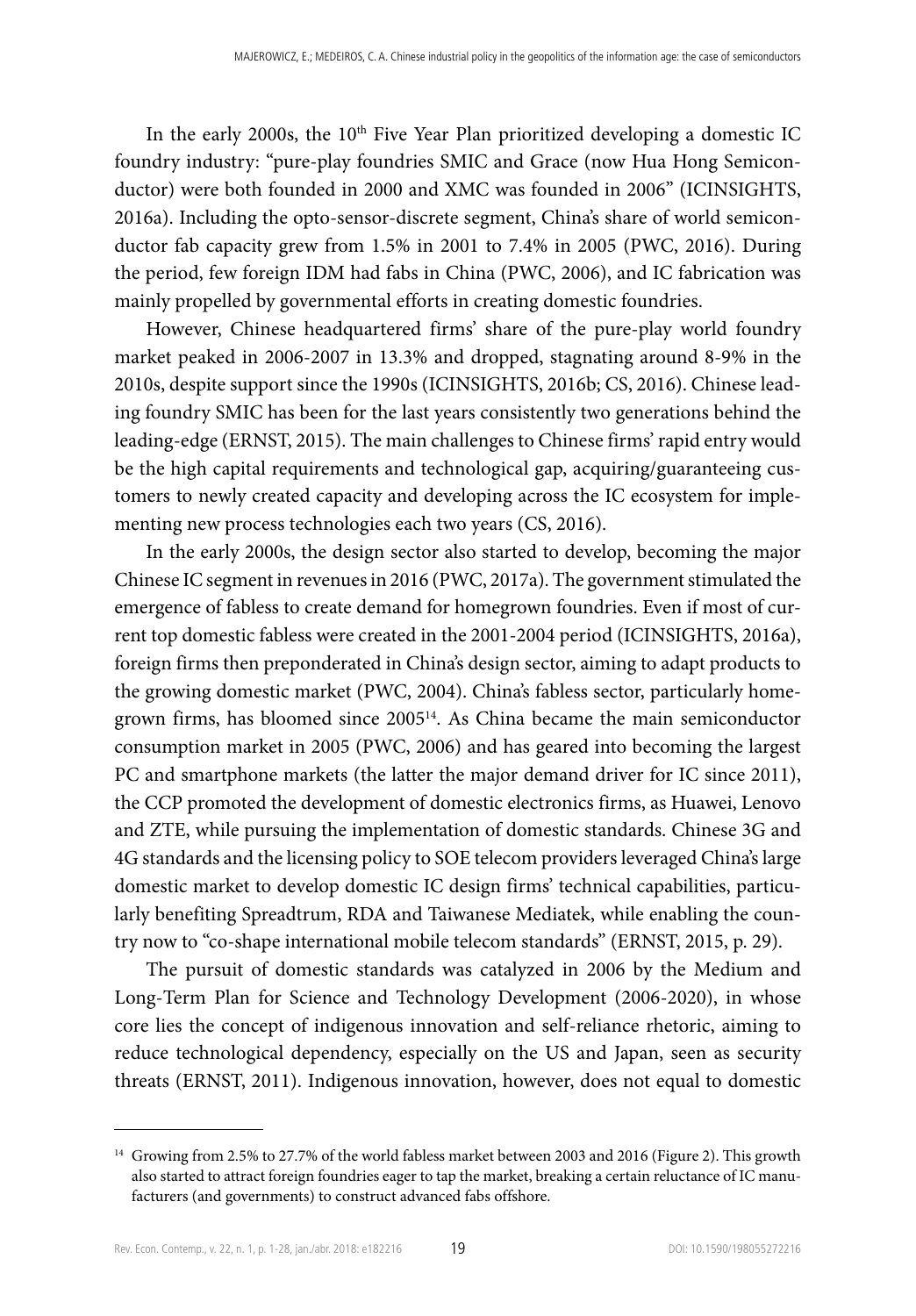In the early 2000s, the 10th Five Year Plan prioritized developing a domestic IC foundry industry: "pure-play foundries SMIC and Grace (now Hua Hong Semiconductor) were both founded in 2000 and XMC was founded in 2006" (ICINSIGHTS, 2016a). Including the opto-sensor-discrete segment, China's share of world semiconductor fab capacity grew from 1.5% in 2001 to 7.4% in 2005 (PWC, 2016). During the period, few foreign IDM had fabs in China (PWC, 2006), and IC fabrication was mainly propelled by governmental efforts in creating domestic foundries.

However, Chinese headquartered firms' share of the pure-play world foundry market peaked in 2006-2007 in 13.3% and dropped, stagnating around 8-9% in the 2010s, despite support since the 1990s (ICINSIGHTS, 2016b; CS, 2016). Chinese leading foundry SMIC has been for the last years consistently two generations behind the leading-edge (ERNST, 2015). The main challenges to Chinese firms' rapid entry would be the high capital requirements and technological gap, acquiring/guaranteeing customers to newly created capacity and developing across the IC ecosystem for implementing new process technologies each two years (CS, 2016).

In the early 2000s, the design sector also started to develop, becoming the major Chinese IC segment in revenues in 2016 (PWC, 2017a). The government stimulated the emergence of fabless to create demand for homegrown foundries. Even if most of current top domestic fabless were created in the 2001-2004 period (ICINSIGHTS, 2016a), foreign firms then preponderated in China's design sector, aiming to adapt products to the growing domestic market (PWC, 2004). China's fabless sector, particularly homegrown firms, has bloomed since 2005[14]. As China became the main semiconductor consumption market in 2005 (PWC, 2006) and has geared into becoming the largest PC and smartphone markets (the latter the major demand driver for IC since 2011), the CCP promoted the development of domestic electronics firms, as Huawei, Lenovo and ZTE, while pursuing the implementation of domestic standards. Chinese 3G and 4G standards and the licensing policy to SOE telecom providers leveraged China's large domestic market to develop domestic IC design firms' technical capabilities, particularly benefiting Spreadtrum, RDA and Taiwanese Mediatek, while enabling the country now to "co-shape international mobile telecom standards" (ERNST, 2015, p. 29).

The pursuit of domestic standards was catalyzed in 2006 by the Medium and Long-Term Plan for Science and Technology Development (2006-2020), in whose core lies the concept of indigenous innovation and self-reliance rhetoric, aiming to reduce technological dependency, especially on the US and Japan, seen as security threats (ERNST, 2011). Indigenous innovation, however, does not equal to domestic

---

[14] Growing from 2.5% to 27.7% of the world fabless market between 2003 and 2016 (Figure 2). This growth also started to attract foreign foundries eager to tap the market, breaking a certain reluctance of IC manufacturers (and governments) to construct advanced fabs offshore.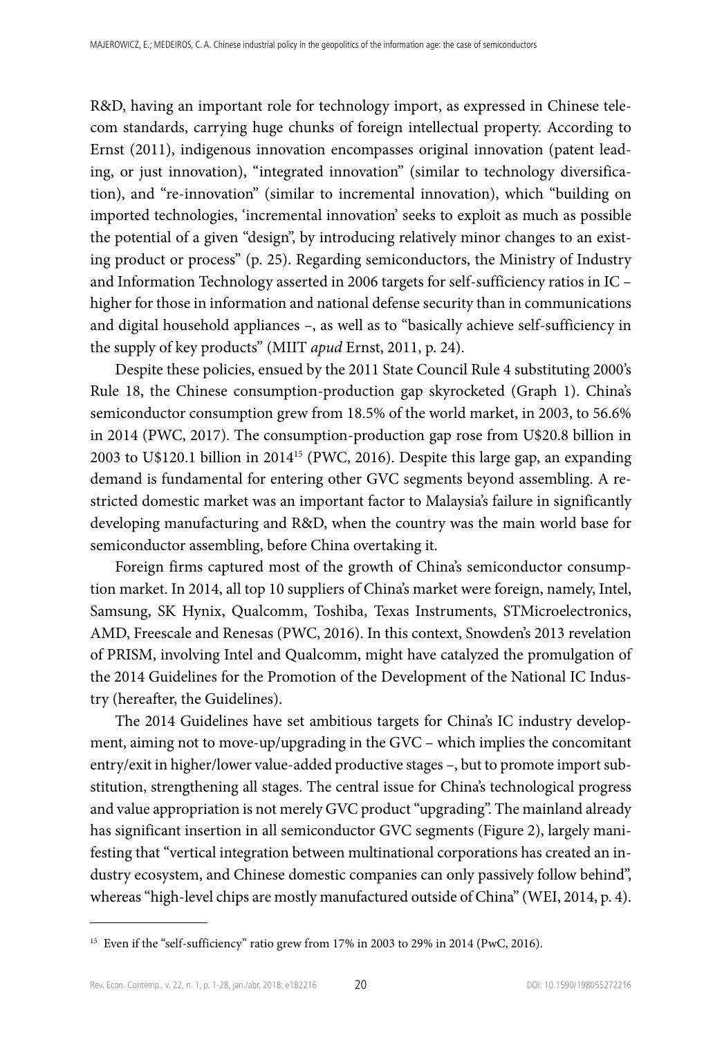R&D, having an important role for technology import, as expressed in Chinese telecom standards, carrying huge chunks of foreign intellectual property. According to Ernst (2011), indigenous innovation encompasses original innovation (patent leading, or just innovation), "integrated innovation" (similar to technology diversification), and "re-innovation" (similar to incremental innovation), which "building on imported technologies, 'incremental innovation' seeks to exploit as much as possible the potential of a given "design", by introducing relatively minor changes to an existing product or process" (p. 25). Regarding semiconductors, the Ministry of Industry and Information Technology asserted in 2006 targets for self-sufficiency ratios in IC – higher for those in information and national defense security than in communications and digital household appliances –, as well as to "basically achieve self-sufficiency in the supply of key products" (MIIT *apud* Ernst, 2011, p. 24).

Despite these policies, ensued by the 2011 State Council Rule 4 substituting 2000's Rule 18, the Chinese consumption-production gap skyrocketed (Graph 1). China's semiconductor consumption grew from 18.5% of the world market, in 2003, to 56.6% in 2014 (PWC, 2017). The consumption-production gap rose from U$20.8 billion in 2003 to U$120.1 billion in 2014[15] (PWC, 2016). Despite this large gap, an expanding demand is fundamental for entering other GVC segments beyond assembling. A restricted domestic market was an important factor to Malaysia's failure in significantly developing manufacturing and R&D, when the country was the main world base for semiconductor assembling, before China overtaking it.

Foreign firms captured most of the growth of China's semiconductor consumption market. In 2014, all top 10 suppliers of China's market were foreign, namely, Intel, Samsung, SK Hynix, Qualcomm, Toshiba, Texas Instruments, STMicroelectronics, AMD, Freescale and Renesas (PWC, 2016). In this context, Snowden's 2013 revelation of PRISM, involving Intel and Qualcomm, might have catalyzed the promulgation of the 2014 Guidelines for the Promotion of the Development of the National IC Industry (hereafter, the Guidelines).

The 2014 Guidelines have set ambitious targets for China's IC industry development, aiming not to move-up/upgrading in the GVC – which implies the concomitant entry/exit in higher/lower value-added productive stages –, but to promote import substitution, strengthening all stages. The central issue for China's technological progress and value appropriation is not merely GVC product "upgrading". The mainland already has significant insertion in all semiconductor GVC segments (Figure 2), largely manifesting that "vertical integration between multinational corporations has created an industry ecosystem, and Chinese domestic companies can only passively follow behind", whereas "high-level chips are mostly manufactured outside of China" (WEI, 2014, p. 4).

---

[15] Even if the "self-sufficiency" ratio grew from 17% in 2003 to 29% in 2014 (PwC, 2016).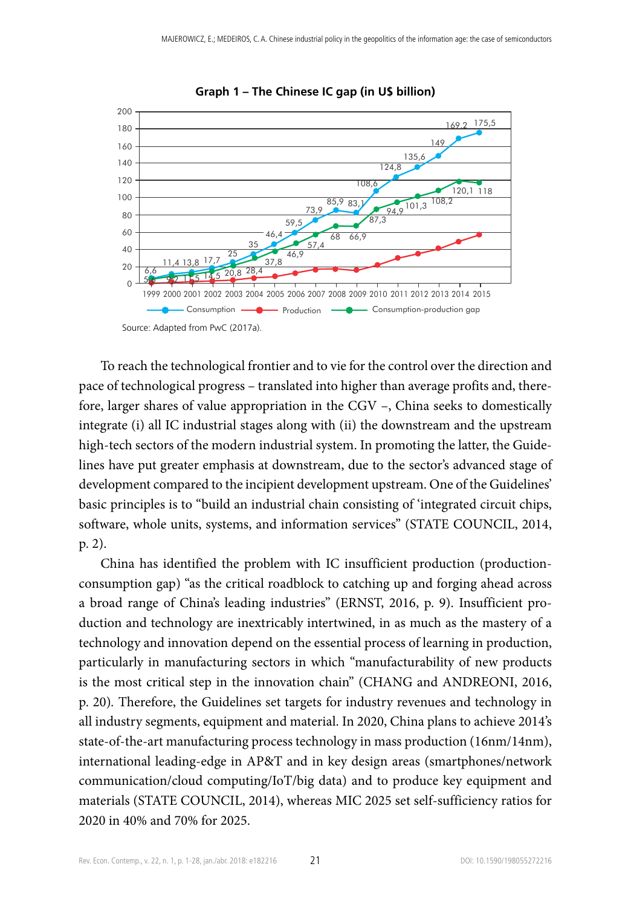**Graph 1 – The Chinese IC gap (in US$ billion)**

Source: Adapted from PwC (2017a).

To reach the technological frontier and to vie for the control over the direction and pace of technological progress – translated into higher than average profits and, therefore, larger shares of value appropriation in the CGV –, China seeks to domestically integrate (i) all IC industrial stages along with (ii) the downstream and the upstream high-tech sectors of the modern industrial system. In promoting the latter, the Guidelines have put greater emphasis at downstream, due to the sector's advanced stage of development compared to the incipient development upstream. One of the Guidelines' basic principles is to "build an industrial chain consisting of 'integrated circuit chips, software, whole units, systems, and information services" (STATE COUNCIL, 2014, p. 2).

China has identified the problem with IC insufficient production (production-consumption gap) "as the critical roadblock to catching up and forging ahead across a broad range of China's leading industries" (ERNST, 2016, p. 9). Insufficient production and technology are inextricably intertwined, in as much as the mastery of a technology and innovation depend on the essential process of learning in production, particularly in manufacturing sectors in which "manufacturability of new products is the most critical step in the innovation chain" (CHANG and ANDREONI, 2016, p. 20). Therefore, the Guidelines set targets for industry revenues and technology in all industry segments, equipment and material. In 2020, China plans to achieve 2014's state-of-the-art manufacturing process technology in mass production (16nm/14nm), international leading-edge in AP&T and in key design areas (smartphones/network communication/cloud computing/IoT/big data) and to produce key equipment and materials (STATE COUNCIL, 2014), whereas MIC 2025 set self-sufficiency ratios for 2020 in 40% and 70% for 2025.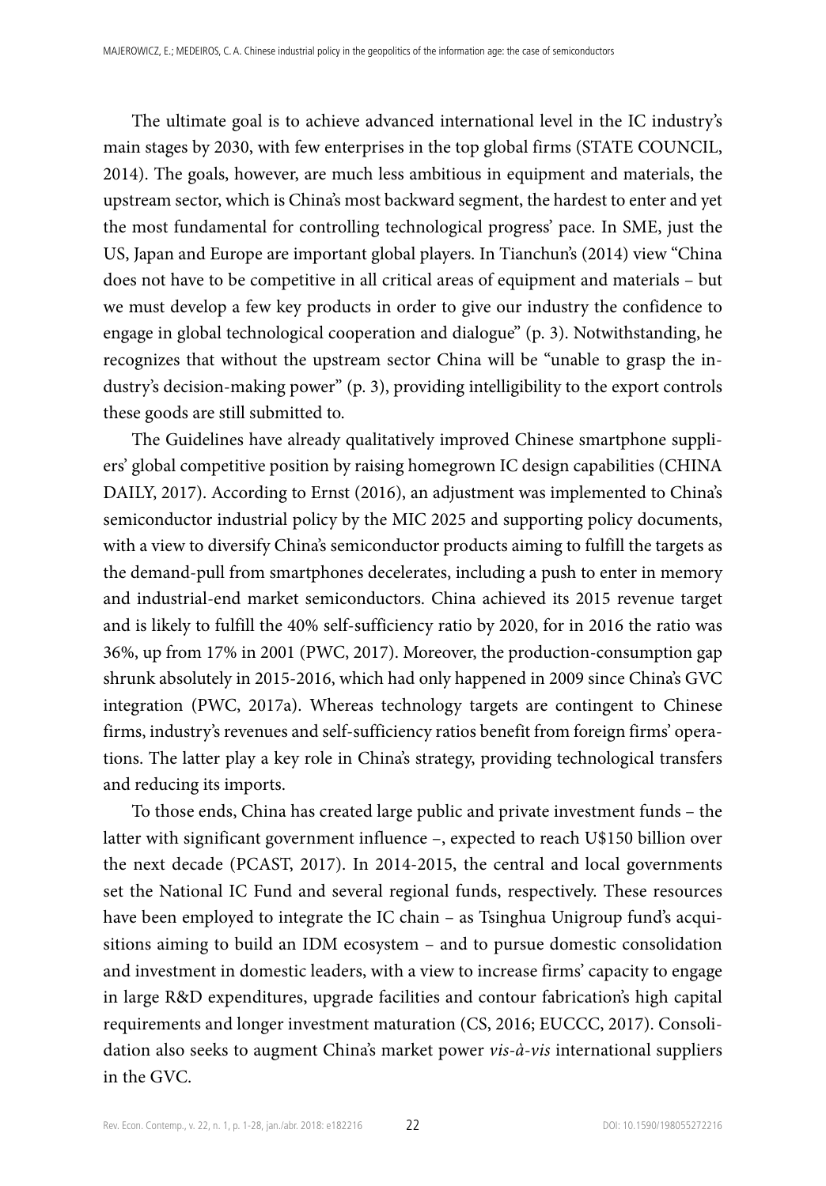The ultimate goal is to achieve advanced international level in the IC industry's main stages by 2030, with few enterprises in the top global firms (STATE COUNCIL, 2014). The goals, however, are much less ambitious in equipment and materials, the upstream sector, which is China's most backward segment, the hardest to enter and yet the most fundamental for controlling technological progress' pace. In SME, just the US, Japan and Europe are important global players. In Tianchun's (2014) view "China does not have to be competitive in all critical areas of equipment and materials – but we must develop a few key products in order to give our industry the confidence to engage in global technological cooperation and dialogue" (p. 3). Notwithstanding, he recognizes that without the upstream sector China will be "unable to grasp the industry's decision-making power" (p. 3), providing intelligibility to the export controls these goods are still submitted to.

The Guidelines have already qualitatively improved Chinese smartphone suppliers' global competitive position by raising homegrown IC design capabilities (CHINA DAILY, 2017). According to Ernst (2016), an adjustment was implemented to China's semiconductor industrial policy by the MIC 2025 and supporting policy documents, with a view to diversify China's semiconductor products aiming to fulfill the targets as the demand-pull from smartphones decelerates, including a push to enter in memory and industrial-end market semiconductors. China achieved its 2015 revenue target and is likely to fulfill the 40% self-sufficiency ratio by 2020, for in 2016 the ratio was 36%, up from 17% in 2001 (PWC, 2017). Moreover, the production-consumption gap shrunk absolutely in 2015-2016, which had only happened in 2009 since China's GVC integration (PWC, 2017a). Whereas technology targets are contingent to Chinese firms, industry's revenues and self-sufficiency ratios benefit from foreign firms' operations. The latter play a key role in China's strategy, providing technological transfers and reducing its imports.

To those ends, China has created large public and private investment funds – the latter with significant government influence –, expected to reach U$150 billion over the next decade (PCAST, 2017). In 2014-2015, the central and local governments set the National IC Fund and several regional funds, respectively. These resources have been employed to integrate the IC chain – as Tsinghua Unigroup fund's acquisitions aiming to build an IDM ecosystem – and to pursue domestic consolidation and investment in domestic leaders, with a view to increase firms' capacity to engage in large R&D expenditures, upgrade facilities and contour fabrication's high capital requirements and longer investment maturation (CS, 2016; EUCCC, 2017). Consolidation also seeks to augment China's market power *vis-à-vis* international suppliers in the GVC.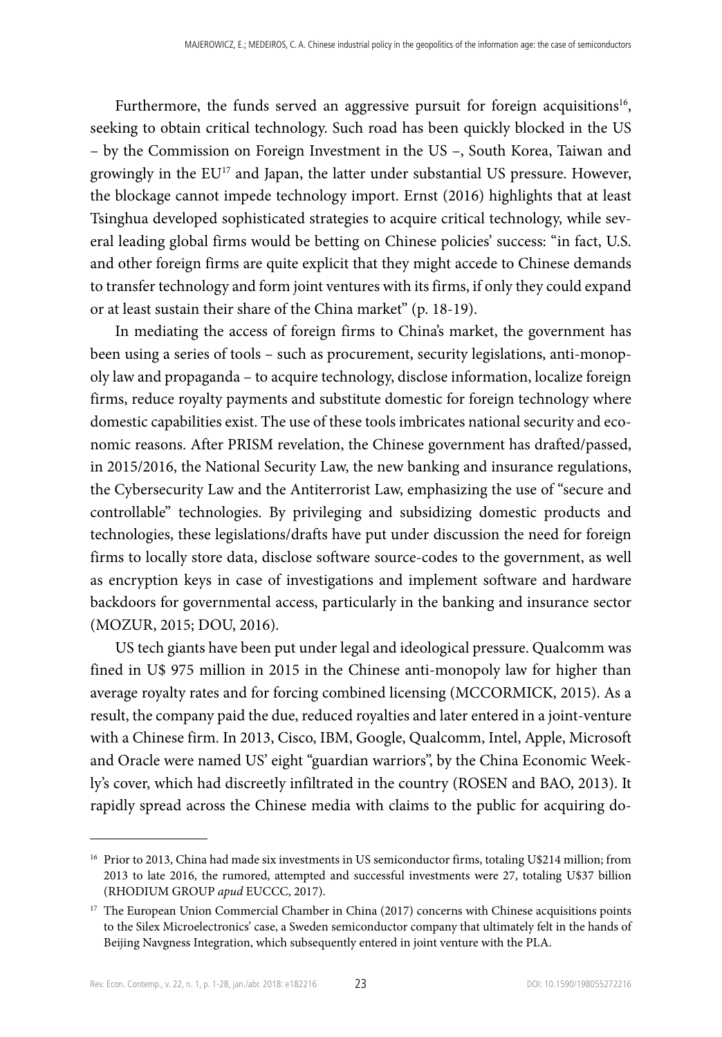Furthermore, the funds served an aggressive pursuit for foreign acquisitions[16], seeking to obtain critical technology. Such road has been quickly blocked in the US – by the Commission on Foreign Investment in the US –, South Korea, Taiwan and growingly in the EU[17] and Japan, the latter under substantial US pressure. However, the blockage cannot impede technology import. Ernst (2016) highlights that at least Tsinghua developed sophisticated strategies to acquire critical technology, while several leading global firms would be betting on Chinese policies' success: "in fact, U.S. and other foreign firms are quite explicit that they might accede to Chinese demands to transfer technology and form joint ventures with its firms, if only they could expand or at least sustain their share of the China market" (p. 18-19).

In mediating the access of foreign firms to China's market, the government has been using a series of tools – such as procurement, security legislations, anti-monopoly law and propaganda – to acquire technology, disclose information, localize foreign firms, reduce royalty payments and substitute domestic for foreign technology where domestic capabilities exist. The use of these tools imbricates national security and economic reasons. After PRISM revelation, the Chinese government has drafted/passed, in 2015/2016, the National Security Law, the new banking and insurance regulations, the Cybersecurity Law and the Antiterrorist Law, emphasizing the use of "secure and controllable" technologies. By privileging and subsidizing domestic products and technologies, these legislations/drafts have put under discussion the need for foreign firms to locally store data, disclose software source-codes to the government, as well as encryption keys in case of investigations and implement software and hardware backdoors for governmental access, particularly in the banking and insurance sector (MOZUR, 2015; DOU, 2016).

US tech giants have been put under legal and ideological pressure. Qualcomm was fined in U$ 975 million in 2015 in the Chinese anti-monopoly law for higher than average royalty rates and for forcing combined licensing (MCCORMICK, 2015). As a result, the company paid the due, reduced royalties and later entered in a joint-venture with a Chinese firm. In 2013, Cisco, IBM, Google, Qualcomm, Intel, Apple, Microsoft and Oracle were named US' eight "guardian warriors", by the China Economic Weekly's cover, which had discreetly infiltrated in the country (ROSEN and BAO, 2013). It rapidly spread across the Chinese media with claims to the public for acquiring do-

---

[16] Prior to 2013, China had made six investments in US semiconductor firms, totaling U$214 million; from 2013 to late 2016, the rumored, attempted and successful investments were 27, totaling U$37 billion (RHODIUM GROUP *apud* EUCCC, 2017).

[17] The European Union Commercial Chamber in China (2017) concerns with Chinese acquisitions points to the Silex Microelectronics' case, a Sweden semiconductor company that ultimately felt in the hands of Beijing Navgness Integration, which subsequently entered in joint venture with the PLA.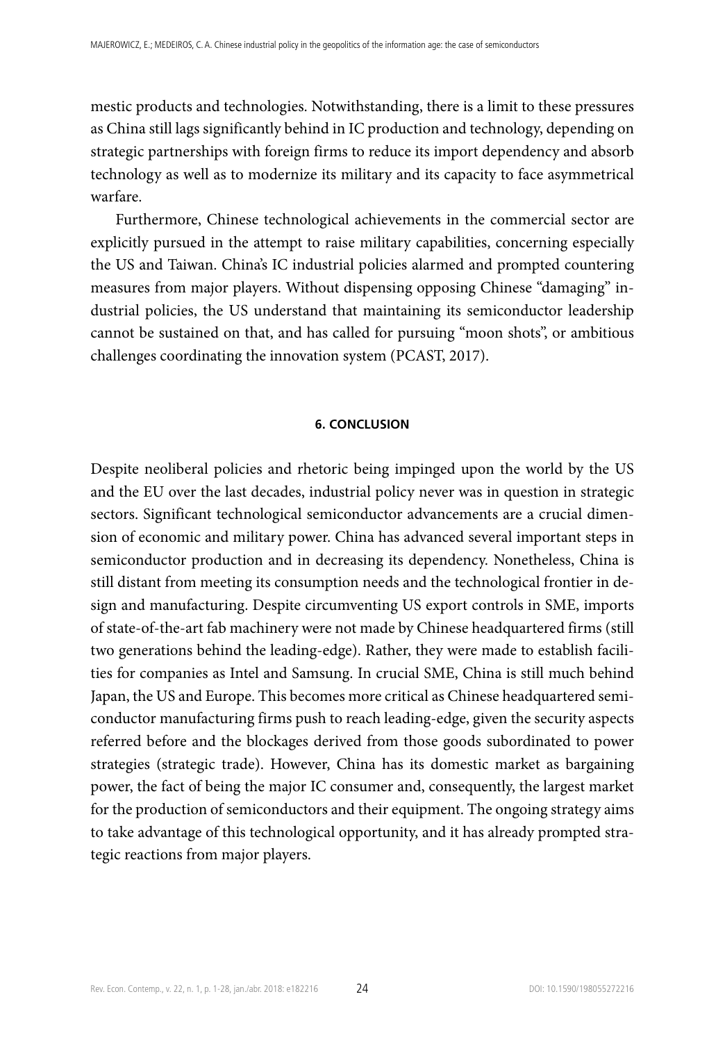mestic products and technologies. Notwithstanding, there is a limit to these pressures as China still lags significantly behind in IC production and technology, depending on strategic partnerships with foreign firms to reduce its import dependency and absorb technology as well as to modernize its military and its capacity to face asymmetrical warfare.

Furthermore, Chinese technological achievements in the commercial sector are explicitly pursued in the attempt to raise military capabilities, concerning especially the US and Taiwan. China's IC industrial policies alarmed and prompted countering measures from major players. Without dispensing opposing Chinese "damaging" industrial policies, the US understand that maintaining its semiconductor leadership cannot be sustained on that, and has called for pursuing "moon shots", or ambitious challenges coordinating the innovation system (PCAST, 2017).

## 6. CONCLUSION

Despite neoliberal policies and rhetoric being impinged upon the world by the US and the EU over the last decades, industrial policy never was in question in strategic sectors. Significant technological semiconductor advancements are a crucial dimension of economic and military power. China has advanced several important steps in semiconductor production and in decreasing its dependency. Nonetheless, China is still distant from meeting its consumption needs and the technological frontier in design and manufacturing. Despite circumventing US export controls in SME, imports of state-of-the-art fab machinery were not made by Chinese headquartered firms (still two generations behind the leading-edge). Rather, they were made to establish facilities for companies as Intel and Samsung. In crucial SME, China is still much behind Japan, the US and Europe. This becomes more critical as Chinese headquartered semiconductor manufacturing firms push to reach leading-edge, given the security aspects referred before and the blockages derived from those goods subordinated to power strategies (strategic trade). However, China has its domestic market as bargaining power, the fact of being the major IC consumer and, consequently, the largest market for the production of semiconductors and their equipment. The ongoing strategy aims to take advantage of this technological opportunity, and it has already prompted strategic reactions from major players.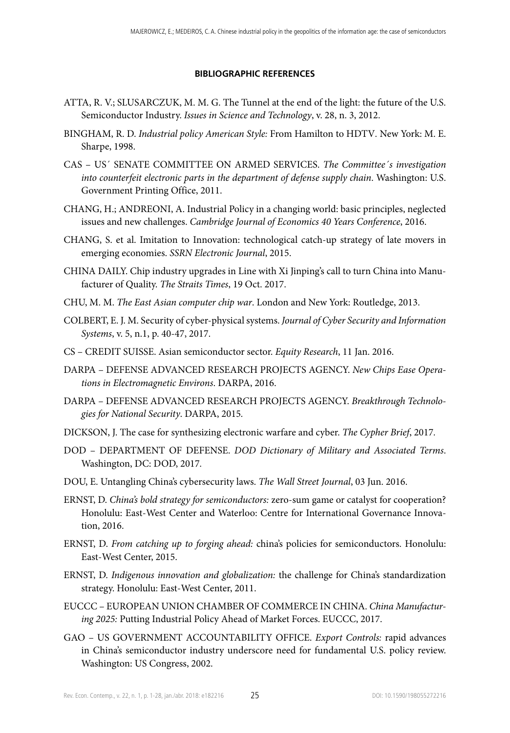**BIBLIOGRAPHIC REFERENCES**

ATTA, R. V.; SLUSARCZUK, M. M. G. The Tunnel at the end of the light: the future of the U.S. Semiconductor Industry. *Issues in Science and Technology*, v. 28, n. 3, 2012.

BINGHAM, R. D. *Industrial policy American Style:* From Hamilton to HDTV. New York: M. E. Sharpe, 1998.

CAS – US´ SENATE COMMITTEE ON ARMED SERVICES. *The Committee´s investigation into counterfeit electronic parts in the department of defense supply chain*. Washington: U.S. Government Printing Office, 2011.

CHANG, H.; ANDREONI, A. Industrial Policy in a changing world: basic principles, neglected issues and new challenges. *Cambridge Journal of Economics 40 Years Conference*, 2016.

CHANG, S. et al. Imitation to Innovation: technological catch-up strategy of late movers in emerging economies. *SSRN Electronic Journal*, 2015.

CHINA DAILY. Chip industry upgrades in Line with Xi Jinping's call to turn China into Manufacturer of Quality. *The Straits Times*, 19 Oct. 2017.

CHU, M. M. *The East Asian computer chip war*. London and New York: Routledge, 2013.

COLBERT, E. J. M. Security of cyber-physical systems. *Journal of Cyber Security and Information Systems*, v. 5, n.1, p. 40-47, 2017.

CS – CREDIT SUISSE. Asian semiconductor sector. *Equity Research*, 11 Jan. 2016.

DARPA – DEFENSE ADVANCED RESEARCH PROJECTS AGENCY. *New Chips Ease Operations in Electromagnetic Environs*. DARPA, 2016.

DARPA – DEFENSE ADVANCED RESEARCH PROJECTS AGENCY. *Breakthrough Technologies for National Security*. DARPA, 2015.

DICKSON, J. The case for synthesizing electronic warfare and cyber. *The Cypher Brief*, 2017.

DOD – DEPARTMENT OF DEFENSE. *DOD Dictionary of Military and Associated Terms*. Washington, DC: DOD, 2017.

DOU, E. Untangling China's cybersecurity laws. *The Wall Street Journal*, 03 Jun. 2016.

ERNST, D. *China's bold strategy for semiconductors:* zero-sum game or catalyst for cooperation? Honolulu: East-West Center and Waterloo: Centre for International Governance Innovation, 2016.

ERNST, D. *From catching up to forging ahead:* china's policies for semiconductors. Honolulu: East-West Center, 2015.

ERNST, D. *Indigenous innovation and globalization:* the challenge for China's standardization strategy. Honolulu: East-West Center, 2011.

EUCCC – EUROPEAN UNION CHAMBER OF COMMERCE IN CHINA. *China Manufacturing 2025:* Putting Industrial Policy Ahead of Market Forces. EUCCC, 2017.

GAO – US GOVERNMENT ACCOUNTABILITY OFFICE. *Export Controls:* rapid advances in China's semiconductor industry underscore need for fundamental U.S. policy review. Washington: US Congress, 2002.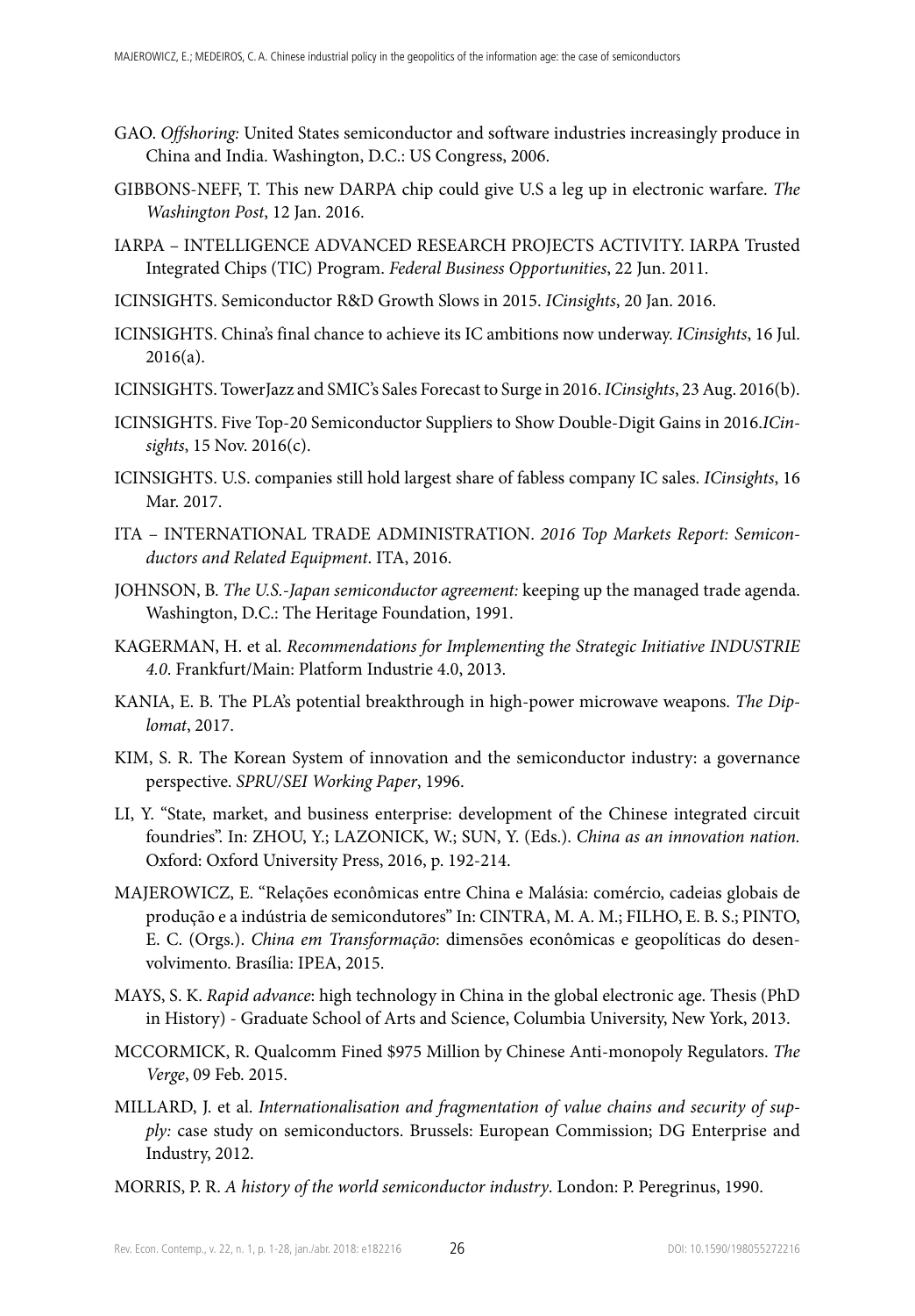GAO. *Offshoring:* United States semiconductor and software industries increasingly produce in China and India. Washington, D.C.: US Congress, 2006.

GIBBONS-NEFF, T. This new DARPA chip could give U.S a leg up in electronic warfare. *The Washington Post*, 12 Jan. 2016.

IARPA – INTELLIGENCE ADVANCED RESEARCH PROJECTS ACTIVITY. IARPA Trusted Integrated Chips (TIC) Program. *Federal Business Opportunities*, 22 Jun. 2011.

ICINSIGHTS. Semiconductor R&D Growth Slows in 2015. *ICinsights*, 20 Jan. 2016.

ICINSIGHTS. China's final chance to achieve its IC ambitions now underway. *ICinsights*, 16 Jul. 2016(a).

ICINSIGHTS. TowerJazz and SMIC's Sales Forecast to Surge in 2016. *ICinsights*, 23 Aug. 2016(b).

ICINSIGHTS. Five Top-20 Semiconductor Suppliers to Show Double-Digit Gains in 2016.*ICinsights*, 15 Nov. 2016(c).

ICINSIGHTS. U.S. companies still hold largest share of fabless company IC sales. *ICinsights*, 16 Mar. 2017.

ITA – INTERNATIONAL TRADE ADMINISTRATION. *2016 Top Markets Report: Semiconductors and Related Equipment*. ITA, 2016.

JOHNSON, B. *The U.S.-Japan semiconductor agreement:* keeping up the managed trade agenda. Washington, D.C.: The Heritage Foundation, 1991.

KAGERMAN, H. et al. *Recommendations for Implementing the Strategic Initiative INDUSTRIE 4.0*. Frankfurt/Main: Platform Industrie 4.0, 2013.

KANIA, E. B. The PLA's potential breakthrough in high-power microwave weapons. *The Diplomat*, 2017.

KIM, S. R. The Korean System of innovation and the semiconductor industry: a governance perspective. *SPRU/SEI Working Paper*, 1996.

LI, Y. "State, market, and business enterprise: development of the Chinese integrated circuit foundries". In: ZHOU, Y.; LAZONICK, W.; SUN, Y. (Eds.). *China as an innovation nation.* Oxford: Oxford University Press, 2016, p. 192-214.

MAJEROWICZ, E. "Relações econômicas entre China e Malásia: comércio, cadeias globais de produção e a indústria de semicondutores" In: CINTRA, M. A. M.; FILHO, E. B. S.; PINTO, E. C. (Orgs.). *China em Transformação*: dimensões econômicas e geopolíticas do desenvolvimento. Brasília: IPEA, 2015.

MAYS, S. K. *Rapid advance*: high technology in China in the global electronic age. Thesis (PhD in History) - Graduate School of Arts and Science, Columbia University, New York, 2013.

MCCORMICK, R. Qualcomm Fined $975 Million by Chinese Anti-monopoly Regulators. *The Verge*, 09 Feb. 2015.

MILLARD, J. et al. *Internationalisation and fragmentation of value chains and security of supply:* case study on semiconductors. Brussels: European Commission; DG Enterprise and Industry, 2012.

MORRIS, P. R. *A history of the world semiconductor industry*. London: P. Peregrinus, 1990.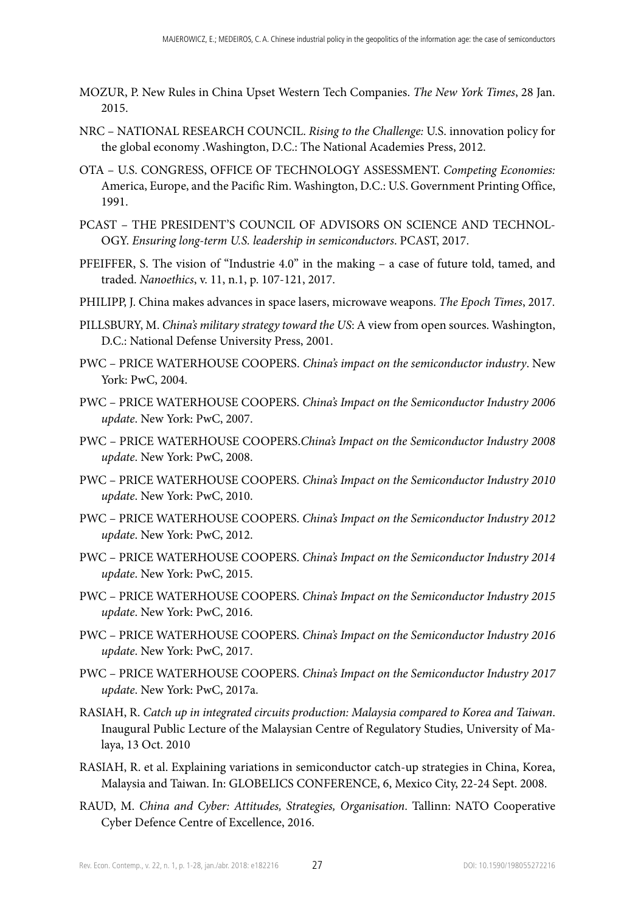MOZUR, P. New Rules in China Upset Western Tech Companies. *The New York Times*, 28 Jan. 2015.

NRC – NATIONAL RESEARCH COUNCIL. *Rising to the Challenge:* U.S. innovation policy for the global economy .Washington, D.C.: The National Academies Press, 2012.

OTA – U.S. CONGRESS, OFFICE OF TECHNOLOGY ASSESSMENT. *Competing Economies:* America, Europe, and the Pacific Rim. Washington, D.C.: U.S. Government Printing Office, 1991.

PCAST – THE PRESIDENT'S COUNCIL OF ADVISORS ON SCIENCE AND TECHNOLOGY. *Ensuring long-term U.S. leadership in semiconductors*. PCAST, 2017.

PFEIFFER, S. The vision of "Industrie 4.0" in the making – a case of future told, tamed, and traded. *Nanoethics*, v. 11, n.1, p. 107-121, 2017.

PHILIPP, J. China makes advances in space lasers, microwave weapons. *The Epoch Times*, 2017.

PILLSBURY, M. *China's military strategy toward the US*: A view from open sources. Washington, D.C.: National Defense University Press, 2001.

PWC – PRICE WATERHOUSE COOPERS. *China's impact on the semiconductor industry*. New York: PwC, 2004.

PWC – PRICE WATERHOUSE COOPERS. *China's Impact on the Semiconductor Industry 2006 update*. New York: PwC, 2007.

PWC – PRICE WATERHOUSE COOPERS.*China's Impact on the Semiconductor Industry 2008 update*. New York: PwC, 2008.

PWC – PRICE WATERHOUSE COOPERS. *China's Impact on the Semiconductor Industry 2010 update*. New York: PwC, 2010.

PWC – PRICE WATERHOUSE COOPERS. *China's Impact on the Semiconductor Industry 2012 update*. New York: PwC, 2012.

PWC – PRICE WATERHOUSE COOPERS. *China's Impact on the Semiconductor Industry 2014 update*. New York: PwC, 2015.

PWC – PRICE WATERHOUSE COOPERS. *China's Impact on the Semiconductor Industry 2015 update*. New York: PwC, 2016.

PWC – PRICE WATERHOUSE COOPERS. *China's Impact on the Semiconductor Industry 2016 update*. New York: PwC, 2017.

PWC – PRICE WATERHOUSE COOPERS. *China's Impact on the Semiconductor Industry 2017 update*. New York: PwC, 2017a.

RASIAH, R. *Catch up in integrated circuits production: Malaysia compared to Korea and Taiwan*. Inaugural Public Lecture of the Malaysian Centre of Regulatory Studies, University of Malaya, 13 Oct. 2010

RASIAH, R. et al. Explaining variations in semiconductor catch-up strategies in China, Korea, Malaysia and Taiwan. In: GLOBELICS CONFERENCE, 6, Mexico City, 22-24 Sept. 2008.

RAUD, M. *China and Cyber: Attitudes, Strategies, Organisation*. Tallinn: NATO Cooperative Cyber Defence Centre of Excellence, 2016.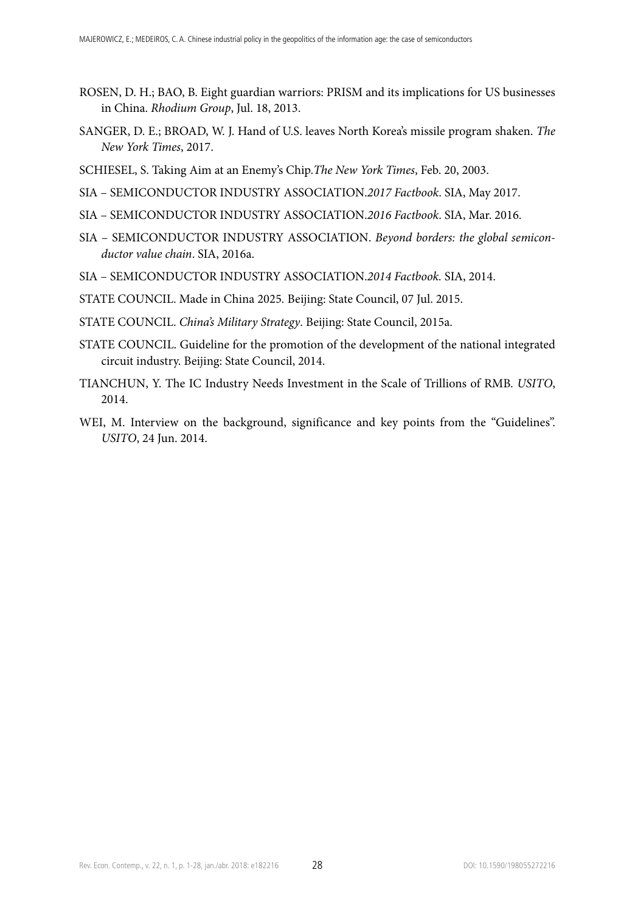ROSEN, D. H.; BAO, B. Eight guardian warriors: PRISM and its implications for US businesses in China. *Rhodium Group*, Jul. 18, 2013.

SANGER, D. E.; BROAD, W. J. Hand of U.S. leaves North Korea's missile program shaken. *The New York Times*, 2017.

SCHIESEL, S. Taking Aim at an Enemy's Chip.*The New York Times*, Feb. 20, 2003.

SIA – SEMICONDUCTOR INDUSTRY ASSOCIATION.*2017 Factbook*. SIA, May 2017.

SIA – SEMICONDUCTOR INDUSTRY ASSOCIATION.*2016 Factbook*. SIA, Mar. 2016.

SIA – SEMICONDUCTOR INDUSTRY ASSOCIATION. *Beyond borders: the global semiconductor value chain*. SIA, 2016a.

SIA – SEMICONDUCTOR INDUSTRY ASSOCIATION.*2014 Factbook.* SIA, 2014.

STATE COUNCIL. Made in China 2025. Beijing: State Council, 07 Jul. 2015.

STATE COUNCIL. *China's Military Strategy*. Beijing: State Council, 2015a.

STATE COUNCIL. Guideline for the promotion of the development of the national integrated circuit industry. Beijing: State Council, 2014.

TIANCHUN, Y. The IC Industry Needs Investment in the Scale of Trillions of RMB. *USITO*, 2014.

WEI, M. Interview on the background, significance and key points from the "Guidelines". *USITO*, 24 Jun. 2014.